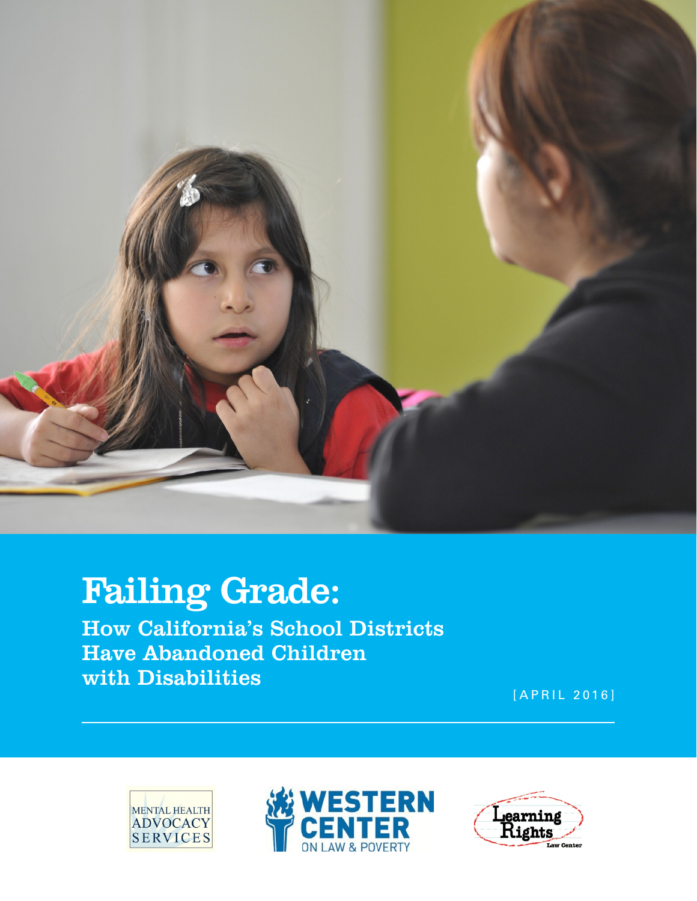# Failing Grade:

## How California's School Districts Have Abandoned Children with Disabilities

[APRIL 2016]

MENTAL HEALTH ADVOCACY SERVICES

WESTERN CENTER ON LAW & POVERTY

Learning Rights Law Center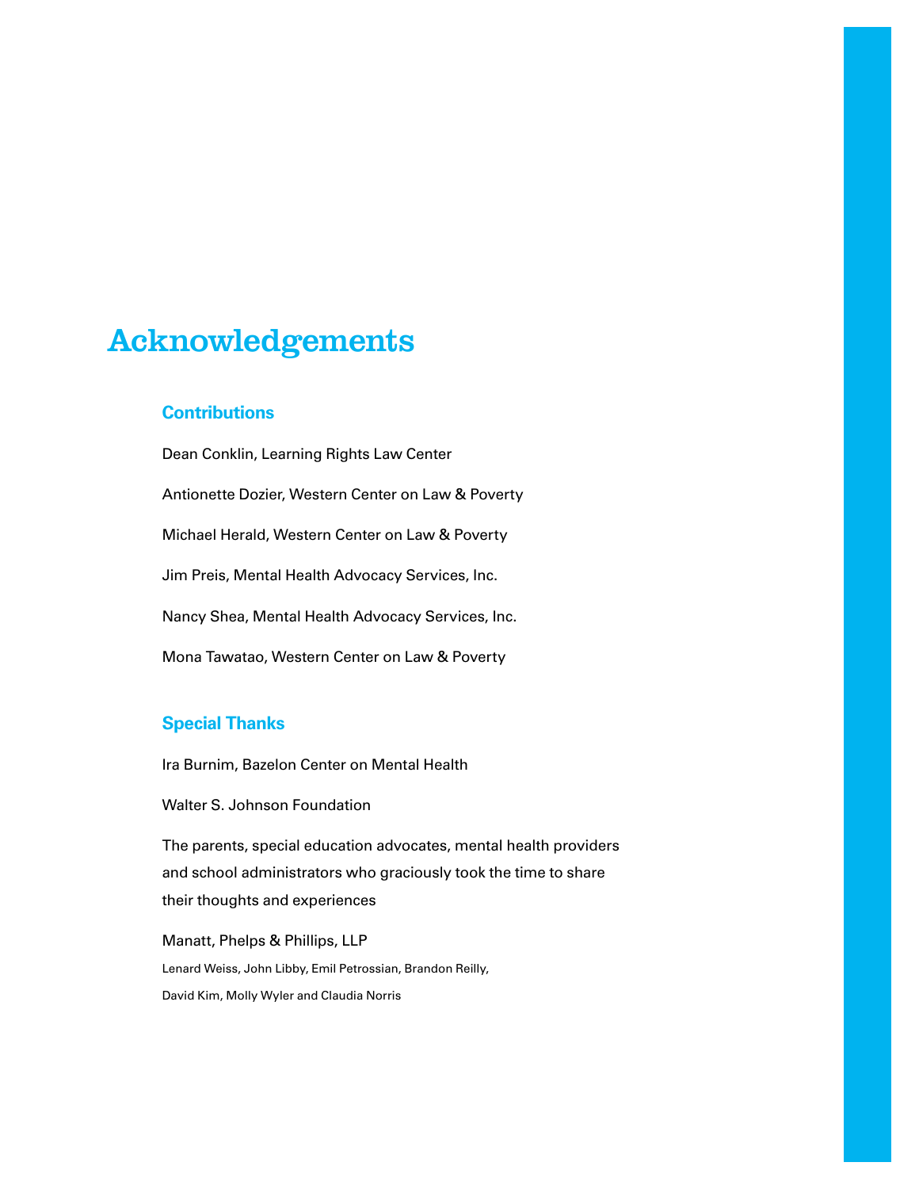# Acknowledgements

## Contributions

Dean Conklin, Learning Rights Law Center

Antionette Dozier, Western Center on Law & Poverty

Michael Herald, Western Center on Law & Poverty

Jim Preis, Mental Health Advocacy Services, Inc.

Nancy Shea, Mental Health Advocacy Services, Inc.

Mona Tawatao, Western Center on Law & Poverty

## Special Thanks

Ira Burnim, Bazelon Center on Mental Health

Walter S. Johnson Foundation

The parents, special education advocates, mental health providers and school administrators who graciously took the time to share their thoughts and experiences

Manatt, Phelps & Phillips, LLP

Lenard Weiss, John Libby, Emil Petrossian, Brandon Reilly, David Kim, Molly Wyler and Claudia Norris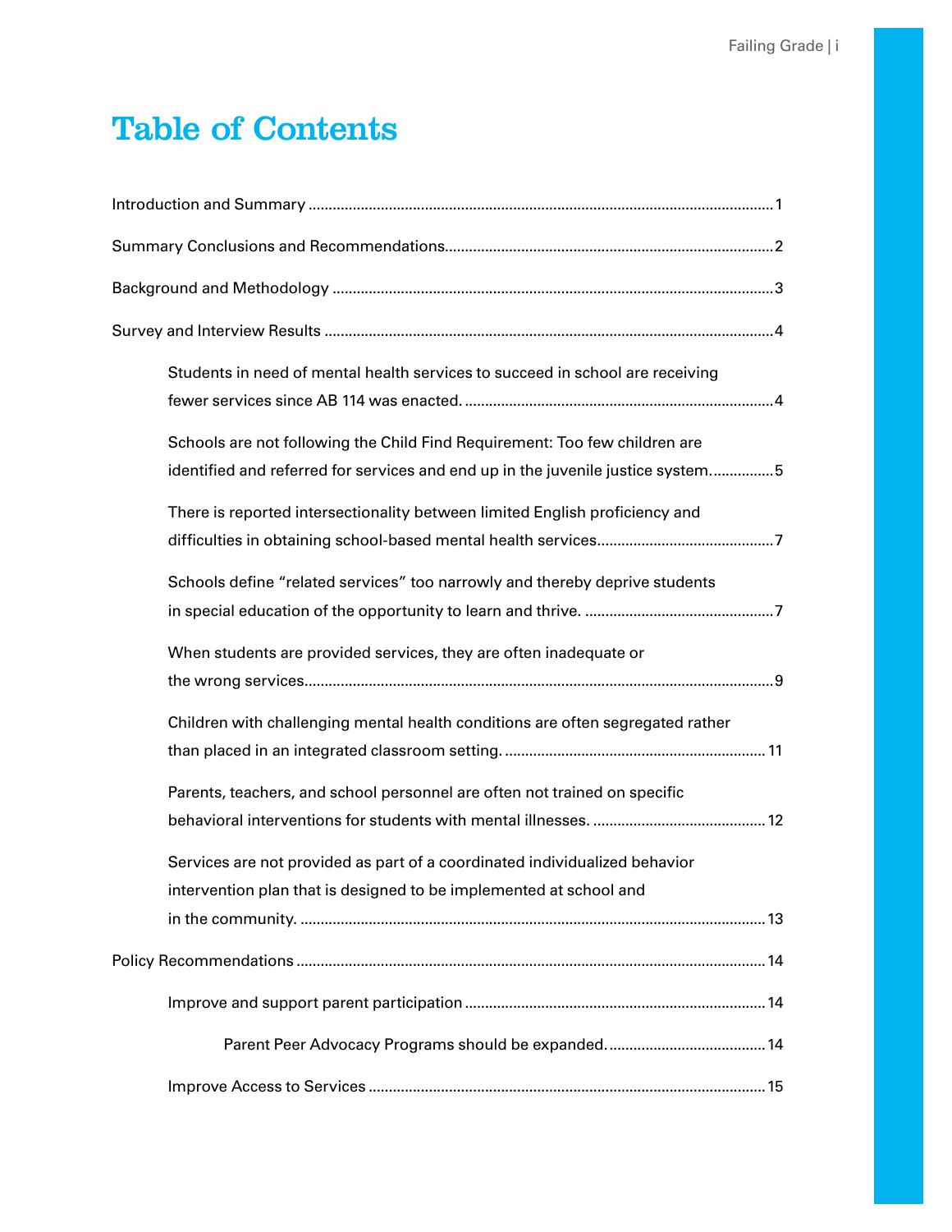# Table of Contents

Introduction and Summary ........................................................................................................1

Summary Conclusions and Recommendations.........................................................................2

Background and Methodology .................................................................................................3

Survey and Interview Results ...................................................................................................4

- Students in need of mental health services to succeed in school are receiving fewer services since AB 114 was enacted. ...........................................................................4
- Schools are not following the Child Find Requirement: Too few children are identified and referred for services and end up in the juvenile justice system. ...............5
- There is reported intersectionality between limited English proficiency and difficulties in obtaining school-based mental health services...........................................7
- Schools define "related services" too narrowly and thereby deprive students in special education of the opportunity to learn and thrive. ..............................................7
- When students are provided services, they are often inadequate or the wrong services...................................................................................................................9
- Children with challenging mental health conditions are often segregated rather than placed in an integrated classroom setting. ................................................................11
- Parents, teachers, and school personnel are often not trained on specific behavioral interventions for students with mental illnesses. ..........................................12
- Services are not provided as part of a coordinated individualized behavior intervention plan that is designed to be implemented at school and in the community. ..................................................................................................................13

Policy Recommendations .......................................................................................................14

- Improve and support parent participation ..........................................................................14
  - Parent Peer Advocacy Programs should be expanded. .......................................14
- Improve Access to Services .................................................................................................15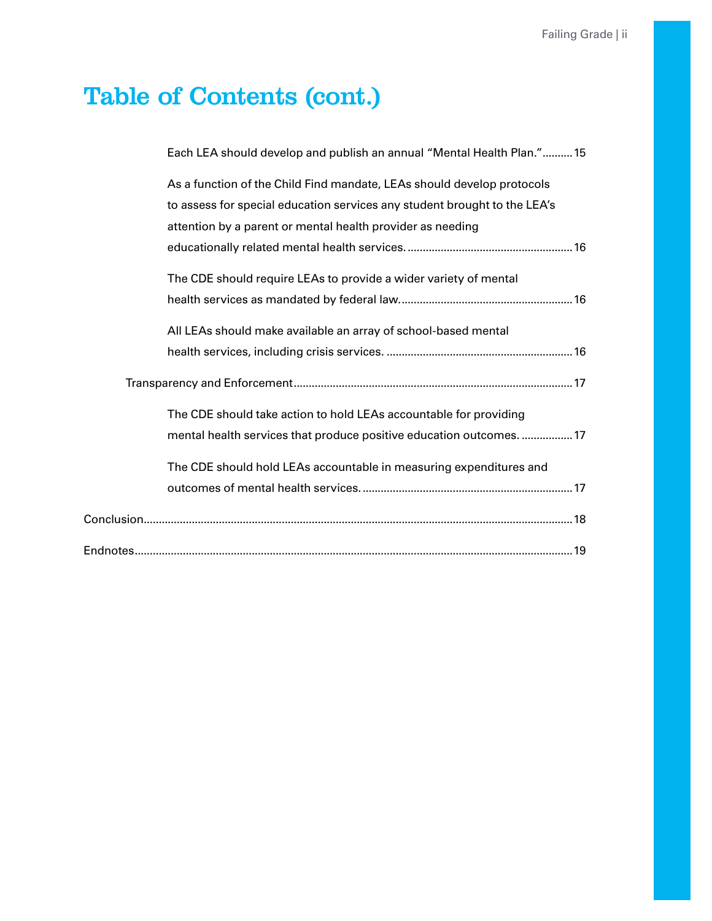# Table of Contents (cont.)

- Each LEA should develop and publish an annual “Mental Health Plan.” .......... 15
- As a function of the Child Find mandate, LEAs should develop protocols to assess for special education services any student brought to the LEA’s attention by a parent or mental health provider as needing educationally related mental health services. .......... 16
- The CDE should require LEAs to provide a wider variety of mental health services as mandated by federal law. .......... 16
- All LEAs should make available an array of school-based mental health services, including crisis services. .......... 16

Transparency and Enforcement .......... 17

- The CDE should take action to hold LEAs accountable for providing mental health services that produce positive education outcomes. .......... 17
- The CDE should hold LEAs accountable in measuring expenditures and outcomes of mental health services. .......... 17

Conclusion .......... 18

Endnotes .......... 19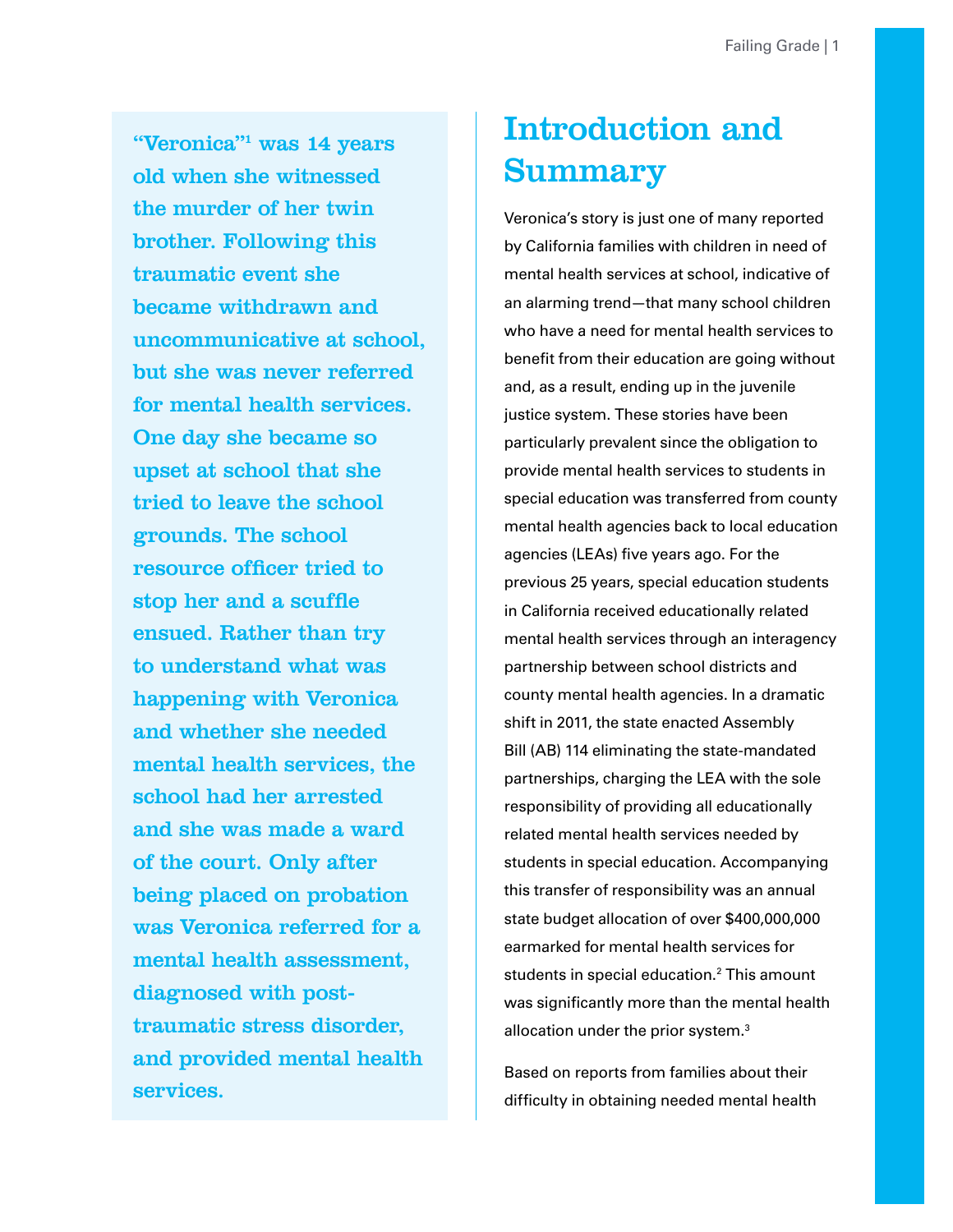**"Veronica"[1] was 14 years old when she witnessed the murder of her twin brother. Following this traumatic event she became withdrawn and uncommunicative at school, but she was never referred for mental health services. One day she became so upset at school that she tried to leave the school grounds. The school resource officer tried to stop her and a scuffle ensued. Rather than try to understand what was happening with Veronica and whether she needed mental health services, the school had her arrested and she was made a ward of the court. Only after being placed on probation was Veronica referred for a mental health assessment, diagnosed with post-traumatic stress disorder, and provided mental health services.**

# Introduction and Summary

Veronica's story is just one of many reported by California families with children in need of mental health services at school, indicative of an alarming trend—that many school children who have a need for mental health services to benefit from their education are going without and, as a result, ending up in the juvenile justice system. These stories have been particularly prevalent since the obligation to provide mental health services to students in special education was transferred from county mental health agencies back to local education agencies (LEAs) five years ago. For the previous 25 years, special education students in California received educationally related mental health services through an interagency partnership between school districts and county mental health agencies. In a dramatic shift in 2011, the state enacted Assembly Bill (AB) 114 eliminating the state-mandated partnerships, charging the LEA with the sole responsibility of providing all educationally related mental health services needed by students in special education. Accompanying this transfer of responsibility was an annual state budget allocation of over $400,000,000 earmarked for mental health services for students in special education.[2] This amount was significantly more than the mental health allocation under the prior system.[3]

Based on reports from families about their difficulty in obtaining needed mental health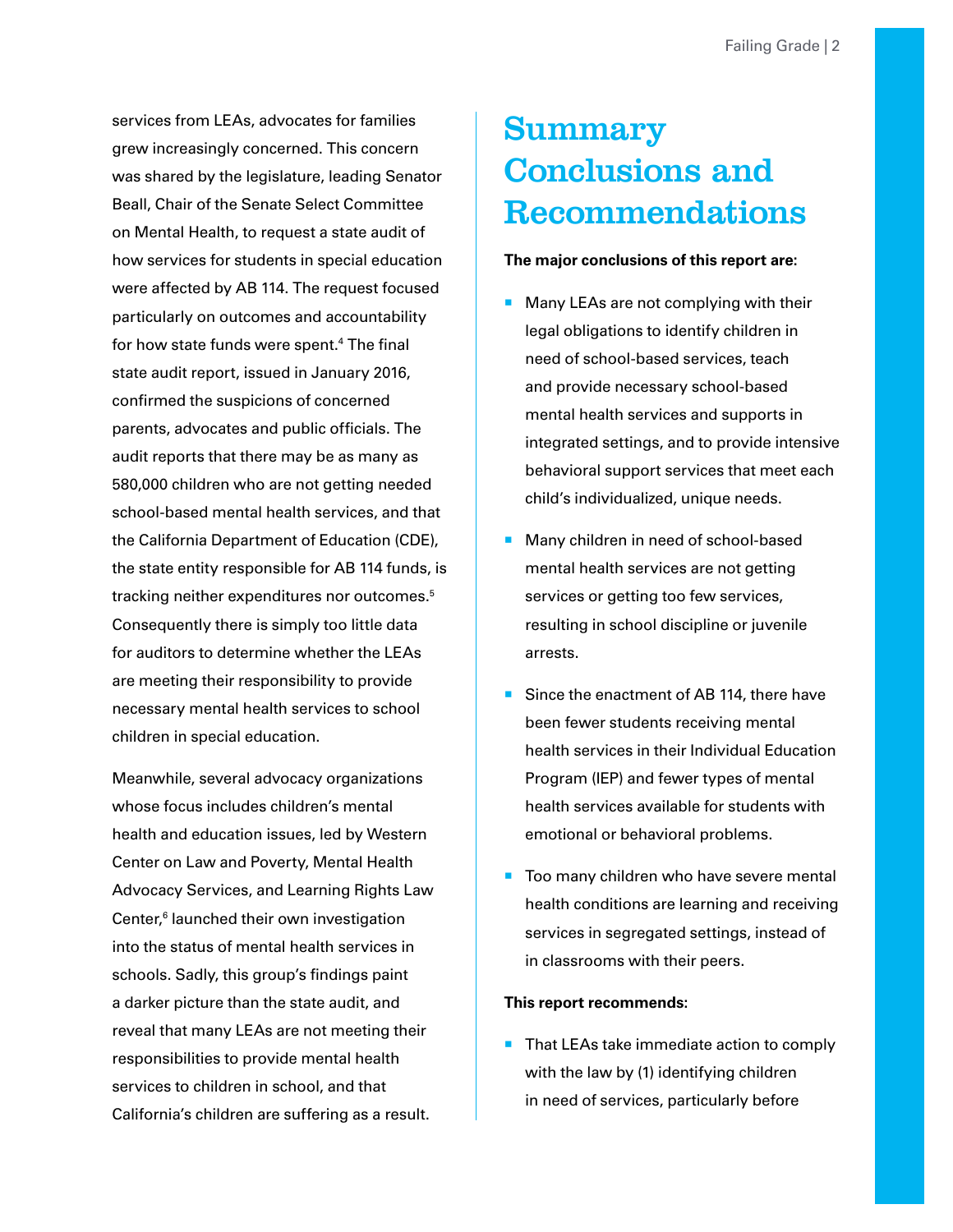services from LEAs, advocates for families grew increasingly concerned. This concern was shared by the legislature, leading Senator Beall, Chair of the Senate Select Committee on Mental Health, to request a state audit of how services for students in special education were affected by AB 114. The request focused particularly on outcomes and accountability for how state funds were spent.[4] The final state audit report, issued in January 2016, confirmed the suspicions of concerned parents, advocates and public officials. The audit reports that there may be as many as 580,000 children who are not getting needed school-based mental health services, and that the California Department of Education (CDE), the state entity responsible for AB 114 funds, is tracking neither expenditures nor outcomes.[5] Consequently there is simply too little data for auditors to determine whether the LEAs are meeting their responsibility to provide necessary mental health services to school children in special education.

Meanwhile, several advocacy organizations whose focus includes children's mental health and education issues, led by Western Center on Law and Poverty, Mental Health Advocacy Services, and Learning Rights Law Center,[6] launched their own investigation into the status of mental health services in schools. Sadly, this group's findings paint a darker picture than the state audit, and reveal that many LEAs are not meeting their responsibilities to provide mental health services to children in school, and that California's children are suffering as a result.

# Summary Conclusions and Recommendations

**The major conclusions of this report are:**

- Many LEAs are not complying with their legal obligations to identify children in need of school-based services, teach and provide necessary school-based mental health services and supports in integrated settings, and to provide intensive behavioral support services that meet each child's individualized, unique needs.
- Many children in need of school-based mental health services are not getting services or getting too few services, resulting in school discipline or juvenile arrests.
- Since the enactment of AB 114, there have been fewer students receiving mental health services in their Individual Education Program (IEP) and fewer types of mental health services available for students with emotional or behavioral problems.
- Too many children who have severe mental health conditions are learning and receiving services in segregated settings, instead of in classrooms with their peers.

**This report recommends:**

- That LEAs take immediate action to comply with the law by (1) identifying children in need of services, particularly before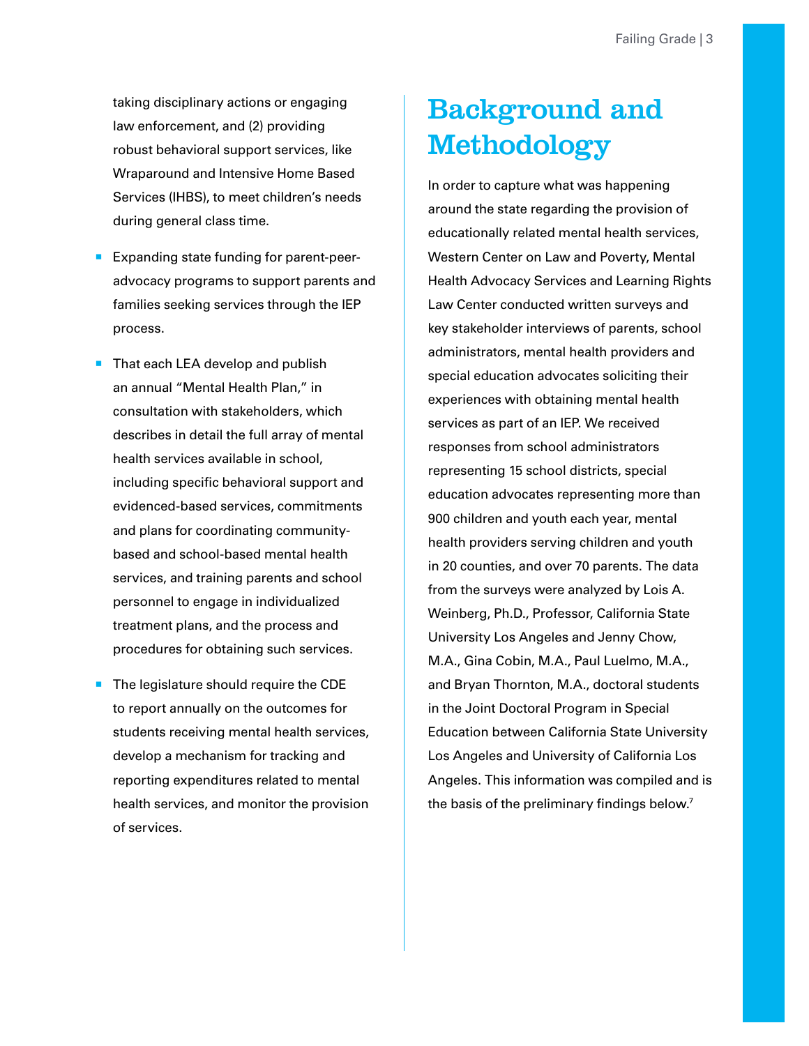taking disciplinary actions or engaging law enforcement, and (2) providing robust behavioral support services, like Wraparound and Intensive Home Based Services (IHBS), to meet children's needs during general class time.

- Expanding state funding for parent-peer-advocacy programs to support parents and families seeking services through the IEP process.
- That each LEA develop and publish an annual "Mental Health Plan," in consultation with stakeholders, which describes in detail the full array of mental health services available in school, including specific behavioral support and evidenced-based services, commitments and plans for coordinating community-based and school-based mental health services, and training parents and school personnel to engage in individualized treatment plans, and the process and procedures for obtaining such services.
- The legislature should require the CDE to report annually on the outcomes for students receiving mental health services, develop a mechanism for tracking and reporting expenditures related to mental health services, and monitor the provision of services.

# Background and Methodology

In order to capture what was happening around the state regarding the provision of educationally related mental health services, Western Center on Law and Poverty, Mental Health Advocacy Services and Learning Rights Law Center conducted written surveys and key stakeholder interviews of parents, school administrators, mental health providers and special education advocates soliciting their experiences with obtaining mental health services as part of an IEP. We received responses from school administrators representing 15 school districts, special education advocates representing more than 900 children and youth each year, mental health providers serving children and youth in 20 counties, and over 70 parents. The data from the surveys were analyzed by Lois A. Weinberg, Ph.D., Professor, California State University Los Angeles and Jenny Chow, M.A., Gina Cobin, M.A., Paul Luelmo, M.A., and Bryan Thornton, M.A., doctoral students in the Joint Doctoral Program in Special Education between California State University Los Angeles and University of California Los Angeles. This information was compiled and is the basis of the preliminary findings below.[7]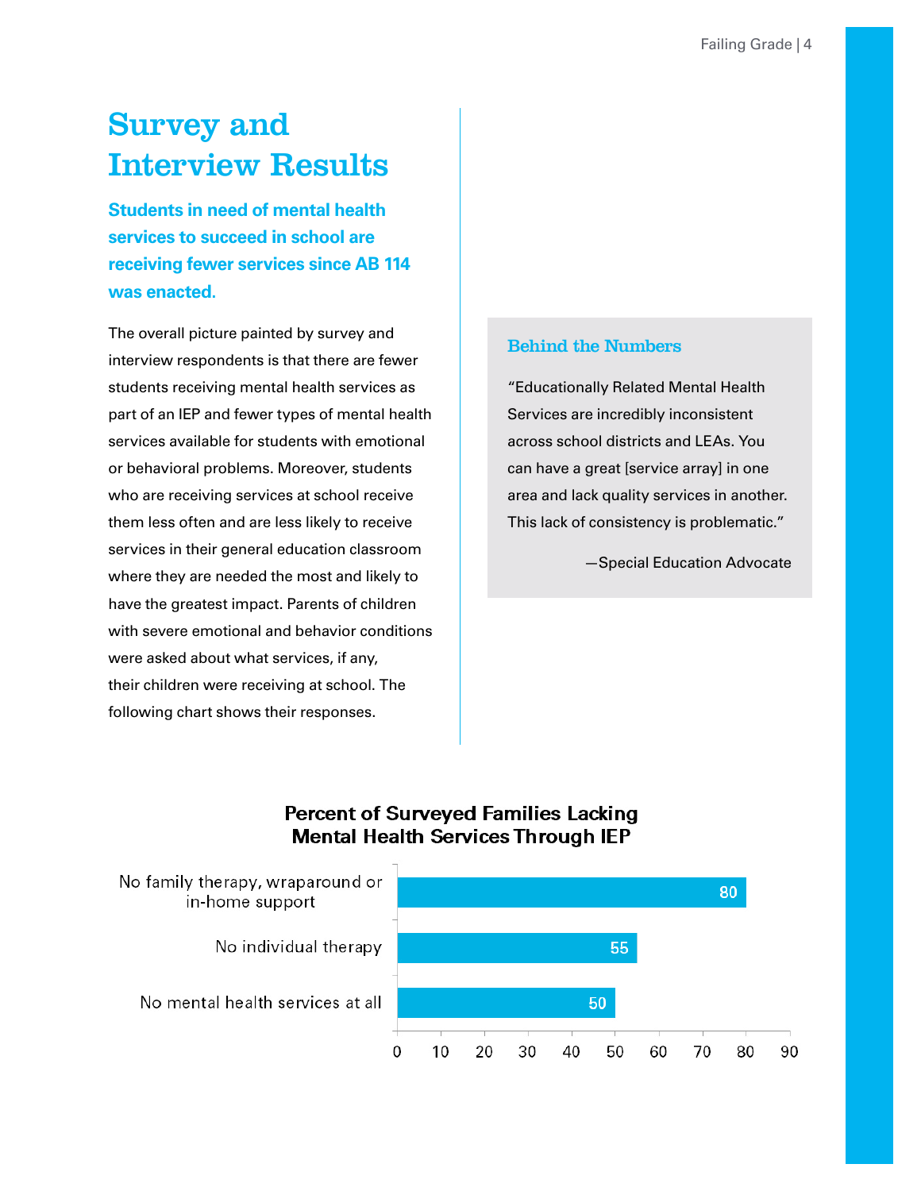# Survey and Interview Results

**Students in need of mental health services to succeed in school are receiving fewer services since AB 114 was enacted.**

The overall picture painted by survey and interview respondents is that there are fewer students receiving mental health services as part of an IEP and fewer types of mental health services available for students with emotional or behavioral problems. Moreover, students who are receiving services at school receive them less often and are less likely to receive services in their general education classroom where they are needed the most and likely to have the greatest impact. Parents of children with severe emotional and behavior conditions were asked about what services, if any, their children were receiving at school. The following chart shows their responses.

### Behind the Numbers

"Educationally Related Mental Health Services are incredibly inconsistent across school districts and LEAs. You can have a great [service array] in one area and lack quality services in another. This lack of consistency is problematic."

—Special Education Advocate

**Percent of Surveyed Families Lacking Mental Health Services Through IEP**

| Service | Percent |
| --- | --- |
| No family therapy, wraparound or in-home support | 80 |
| No individual therapy | 55 |
| No mental health services at all | 50 |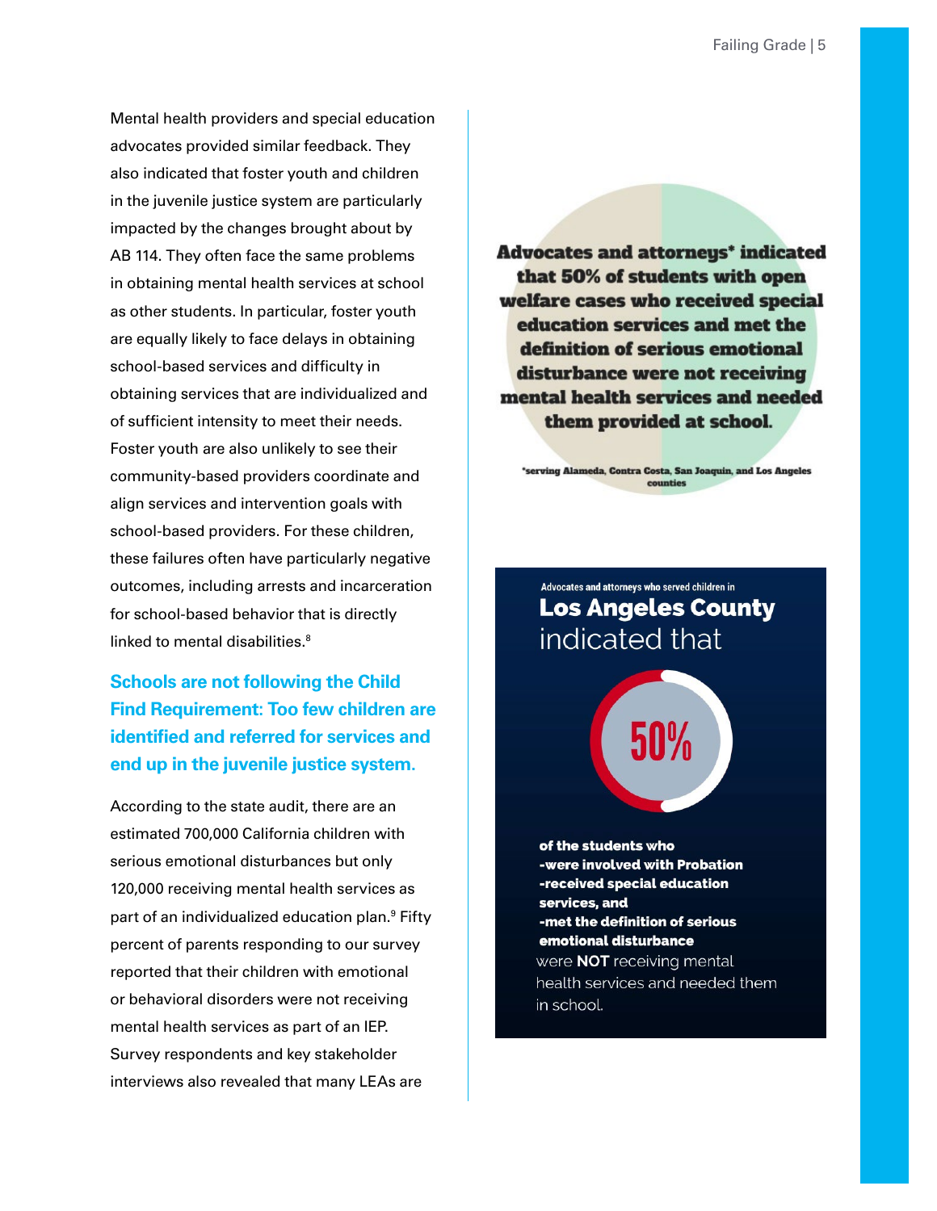Mental health providers and special education advocates provided similar feedback. They also indicated that foster youth and children in the juvenile justice system are particularly impacted by the changes brought about by AB 114. They often face the same problems in obtaining mental health services at school as other students. In particular, foster youth are equally likely to face delays in obtaining school-based services and difficulty in obtaining services that are individualized and of sufficient intensity to meet their needs. Foster youth are also unlikely to see their community-based providers coordinate and align services and intervention goals with school-based providers. For these children, these failures often have particularly negative outcomes, including arrests and incarceration for school-based behavior that is directly linked to mental disabilities.[8]

**Advocates and attorneys* indicated that 50% of students with open welfare cases who received special education services and met the definition of serious emotional disturbance were not receiving mental health services and needed them provided at school.**

*serving Alameda, Contra Costa, San Joaquin, and Los Angeles counties

Advocates and attorneys who served children in **Los Angeles County** indicated that

**50%**

**of the students who**
**-were involved with Probation**
**-received special education services, and**
**-met the definition of serious emotional disturbance**

were **NOT** receiving mental health services and needed them in school.

## Schools are not following the Child Find Requirement: Too few children are identified and referred for services and end up in the juvenile justice system.

According to the state audit, there are an estimated 700,000 California children with serious emotional disturbances but only 120,000 receiving mental health services as part of an individualized education plan.[9] Fifty percent of parents responding to our survey reported that their children with emotional or behavioral disorders were not receiving mental health services as part of an IEP. Survey respondents and key stakeholder interviews also revealed that many LEAs are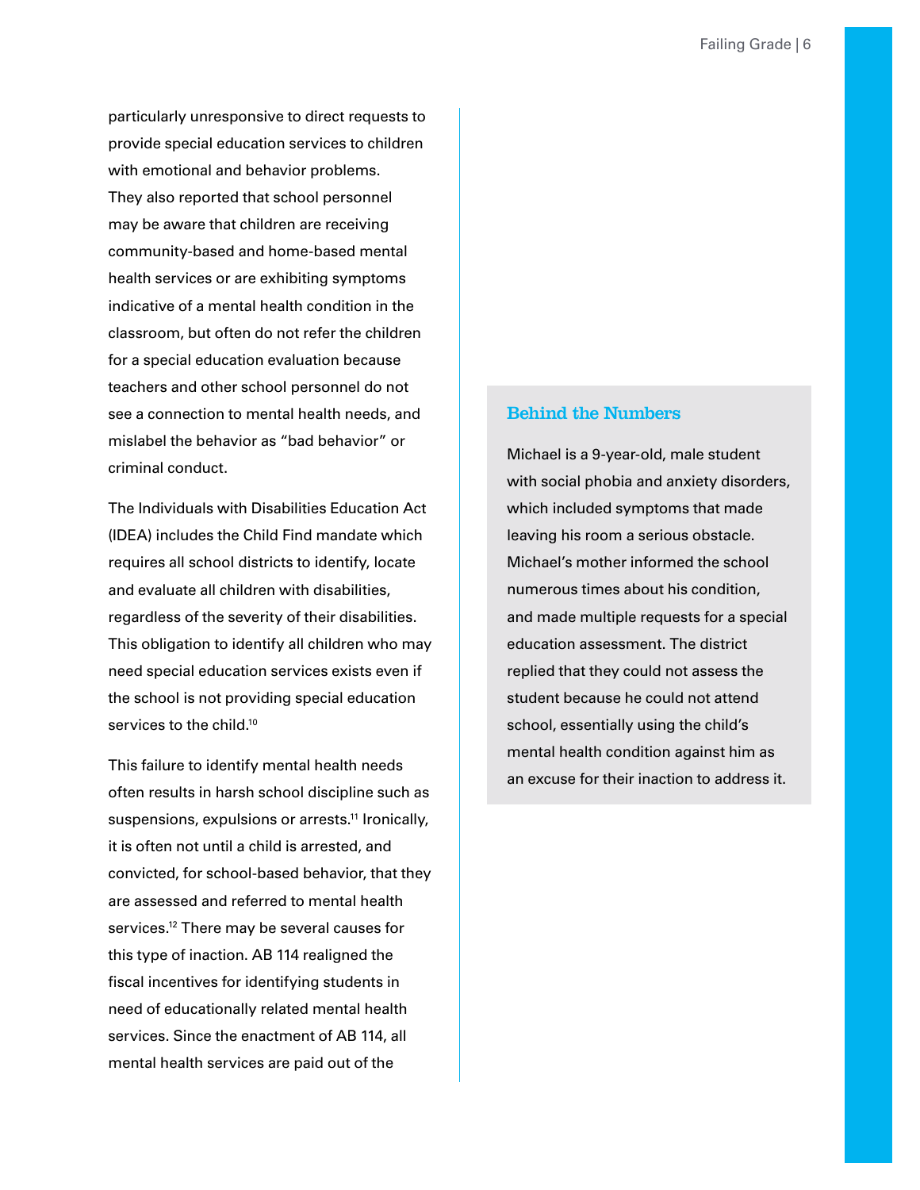particularly unresponsive to direct requests to provide special education services to children with emotional and behavior problems. They also reported that school personnel may be aware that children are receiving community-based and home-based mental health services or are exhibiting symptoms indicative of a mental health condition in the classroom, but often do not refer the children for a special education evaluation because teachers and other school personnel do not see a connection to mental health needs, and mislabel the behavior as "bad behavior" or criminal conduct.

The Individuals with Disabilities Education Act (IDEA) includes the Child Find mandate which requires all school districts to identify, locate and evaluate all children with disabilities, regardless of the severity of their disabilities. This obligation to identify all children who may need special education services exists even if the school is not providing special education services to the child.[10]

This failure to identify mental health needs often results in harsh school discipline such as suspensions, expulsions or arrests.[11] Ironically, it is often not until a child is arrested, and convicted, for school-based behavior, that they are assessed and referred to mental health services.[12] There may be several causes for this type of inaction. AB 114 realigned the fiscal incentives for identifying students in need of educationally related mental health services. Since the enactment of AB 114, all mental health services are paid out of the

### Behind the Numbers

Michael is a 9-year-old, male student with social phobia and anxiety disorders, which included symptoms that made leaving his room a serious obstacle. Michael's mother informed the school numerous times about his condition, and made multiple requests for a special education assessment. The district replied that they could not assess the student because he could not attend school, essentially using the child's mental health condition against him as an excuse for their inaction to address it.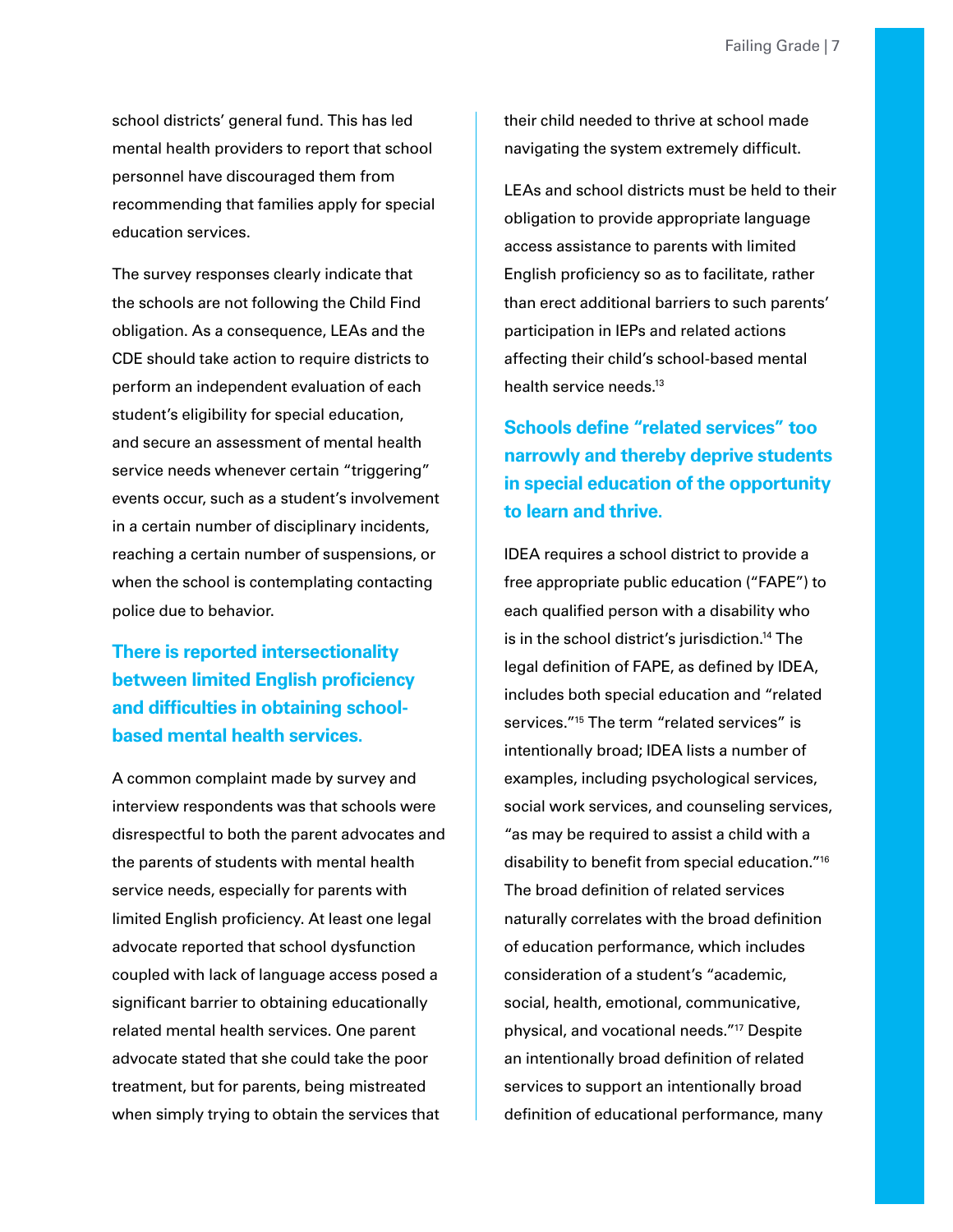school districts' general fund. This has led mental health providers to report that school personnel have discouraged them from recommending that families apply for special education services.

The survey responses clearly indicate that the schools are not following the Child Find obligation. As a consequence, LEAs and the CDE should take action to require districts to perform an independent evaluation of each student's eligibility for special education, and secure an assessment of mental health service needs whenever certain "triggering" events occur, such as a student's involvement in a certain number of disciplinary incidents, reaching a certain number of suspensions, or when the school is contemplating contacting police due to behavior.

## There is reported intersectionality between limited English proficiency and difficulties in obtaining school-based mental health services.

A common complaint made by survey and interview respondents was that schools were disrespectful to both the parent advocates and the parents of students with mental health service needs, especially for parents with limited English proficiency. At least one legal advocate reported that school dysfunction coupled with lack of language access posed a significant barrier to obtaining educationally related mental health services. One parent advocate stated that she could take the poor treatment, but for parents, being mistreated when simply trying to obtain the services that their child needed to thrive at school made navigating the system extremely difficult.

LEAs and school districts must be held to their obligation to provide appropriate language access assistance to parents with limited English proficiency so as to facilitate, rather than erect additional barriers to such parents' participation in IEPs and related actions affecting their child's school-based mental health service needs.[13]

## Schools define "related services" too narrowly and thereby deprive students in special education of the opportunity to learn and thrive.

IDEA requires a school district to provide a free appropriate public education ("FAPE") to each qualified person with a disability who is in the school district's jurisdiction.[14] The legal definition of FAPE, as defined by IDEA, includes both special education and "related services."[15] The term "related services" is intentionally broad; IDEA lists a number of examples, including psychological services, social work services, and counseling services, "as may be required to assist a child with a disability to benefit from special education."[16] The broad definition of related services naturally correlates with the broad definition of education performance, which includes consideration of a student's "academic, social, health, emotional, communicative, physical, and vocational needs."[17] Despite an intentionally broad definition of related services to support an intentionally broad definition of educational performance, many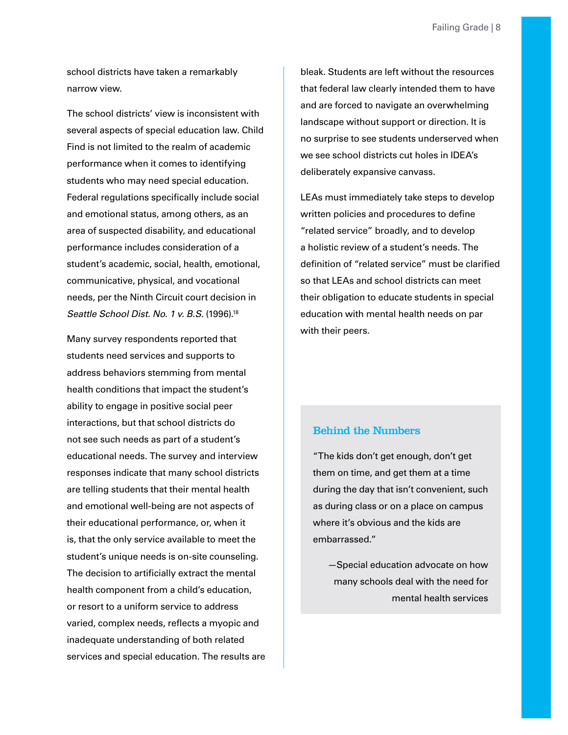school districts have taken a remarkably narrow view.

The school districts' view is inconsistent with several aspects of special education law. Child Find is not limited to the realm of academic performance when it comes to identifying students who may need special education. Federal regulations specifically include social and emotional status, among others, as an area of suspected disability, and educational performance includes consideration of a student's academic, social, health, emotional, communicative, physical, and vocational needs, per the Ninth Circuit court decision in *Seattle School Dist. No. 1 v. B.S.* (1996).[18]

Many survey respondents reported that students need services and supports to address behaviors stemming from mental health conditions that impact the student's ability to engage in positive social peer interactions, but that school districts do not see such needs as part of a student's educational needs. The survey and interview responses indicate that many school districts are telling students that their mental health and emotional well-being are not aspects of their educational performance, or, when it is, that the only service available to meet the student's unique needs is on-site counseling. The decision to artificially extract the mental health component from a child's education, or resort to a uniform service to address varied, complex needs, reflects a myopic and inadequate understanding of both related services and special education. The results are bleak. Students are left without the resources that federal law clearly intended them to have and are forced to navigate an overwhelming landscape without support or direction. It is no surprise to see students underserved when we see school districts cut holes in IDEA's deliberately expansive canvass.

LEAs must immediately take steps to develop written policies and procedures to define "related service" broadly, and to develop a holistic review of a student's needs. The definition of "related service" must be clarified so that LEAs and school districts can meet their obligation to educate students in special education with mental health needs on par with their peers.

### Behind the Numbers

"The kids don't get enough, don't get them on time, and get them at a time during the day that isn't convenient, such as during class or on a place on campus where it's obvious and the kids are embarrassed."

—Special education advocate on how many schools deal with the need for mental health services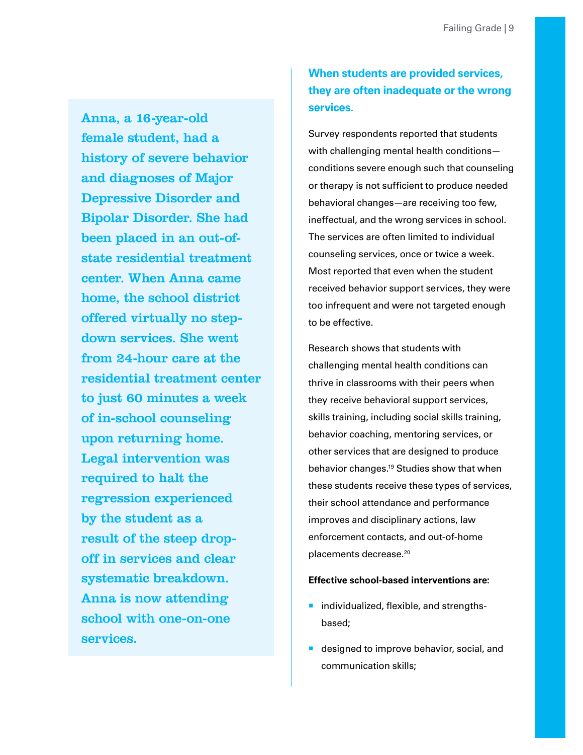Anna, a 16-year-old female student, had a history of severe behavior and diagnoses of Major Depressive Disorder and Bipolar Disorder. She had been placed in an out-of-state residential treatment center. When Anna came home, the school district offered virtually no step-down services. She went from 24-hour care at the residential treatment center to just 60 minutes a week of in-school counseling upon returning home. Legal intervention was required to halt the regression experienced by the student as a result of the steep drop-off in services and clear systematic breakdown. Anna is now attending school with one-on-one services.

## When students are provided services, they are often inadequate or the wrong services.

Survey respondents reported that students with challenging mental health conditions—conditions severe enough such that counseling or therapy is not sufficient to produce needed behavioral changes—are receiving too few, ineffectual, and the wrong services in school. The services are often limited to individual counseling services, once or twice a week. Most reported that even when the student received behavior support services, they were too infrequent and were not targeted enough to be effective.

Research shows that students with challenging mental health conditions can thrive in classrooms with their peers when they receive behavioral support services, skills training, including social skills training, behavior coaching, mentoring services, or other services that are designed to produce behavior changes.[19] Studies show that when these students receive these types of services, their school attendance and performance improves and disciplinary actions, law enforcement contacts, and out-of-home placements decrease.[20]

**Effective school-based interventions are:**

- individualized, flexible, and strengths-based;
- designed to improve behavior, social, and communication skills;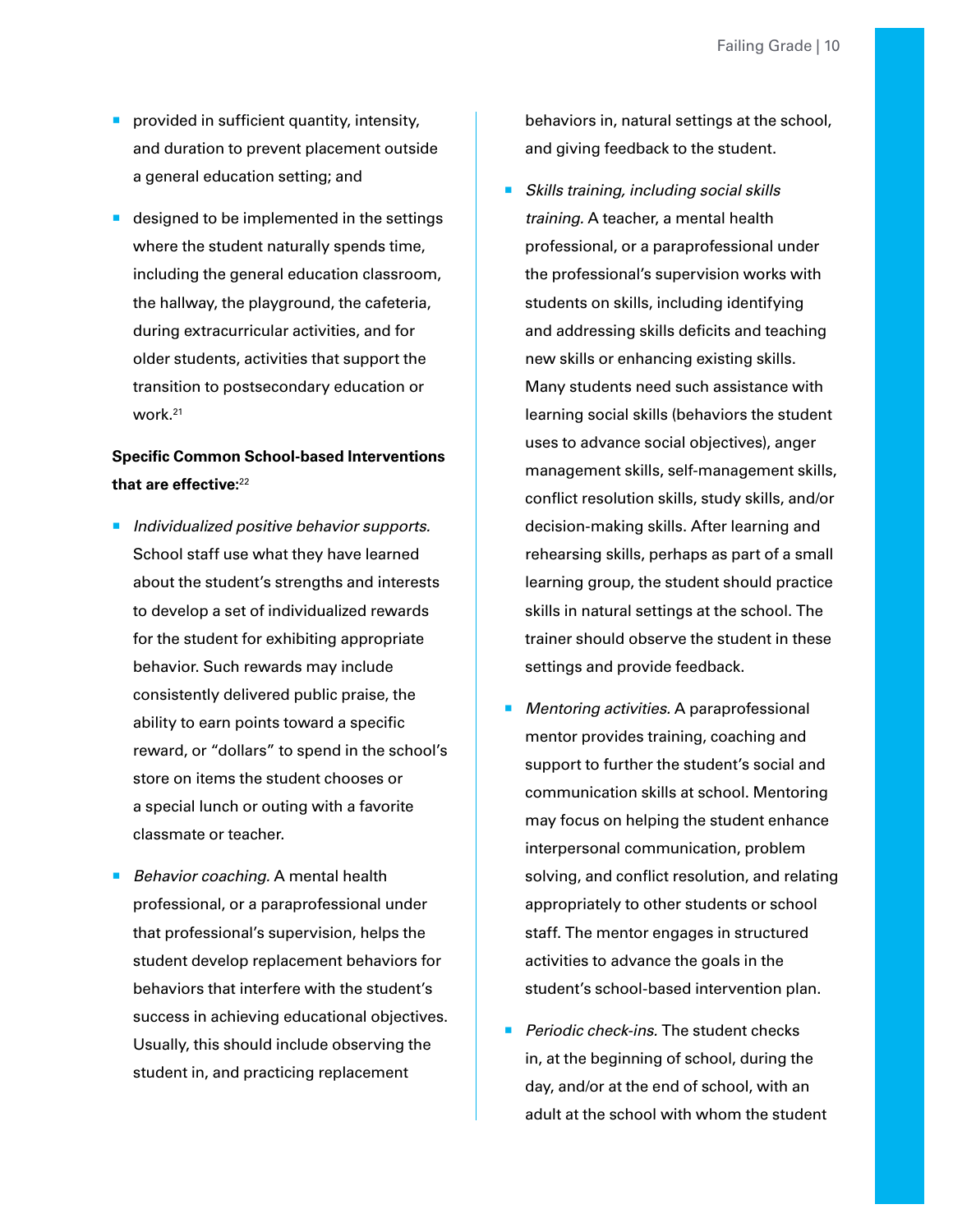- provided in sufficient quantity, intensity, and duration to prevent placement outside a general education setting; and
- designed to be implemented in the settings where the student naturally spends time, including the general education classroom, the hallway, the playground, the cafeteria, during extracurricular activities, and for older students, activities that support the transition to postsecondary education or work.[21]

**Specific Common School-based Interventions that are effective:**[22]

- *Individualized positive behavior supports.* School staff use what they have learned about the student's strengths and interests to develop a set of individualized rewards for the student for exhibiting appropriate behavior. Such rewards may include consistently delivered public praise, the ability to earn points toward a specific reward, or "dollars" to spend in the school's store on items the student chooses or a special lunch or outing with a favorite classmate or teacher.
- *Behavior coaching.* A mental health professional, or a paraprofessional under that professional's supervision, helps the student develop replacement behaviors for behaviors that interfere with the student's success in achieving educational objectives. Usually, this should include observing the student in, and practicing replacement behaviors in, natural settings at the school, and giving feedback to the student.
- *Skills training, including social skills training.* A teacher, a mental health professional, or a paraprofessional under the professional's supervision works with students on skills, including identifying and addressing skills deficits and teaching new skills or enhancing existing skills. Many students need such assistance with learning social skills (behaviors the student uses to advance social objectives), anger management skills, self-management skills, conflict resolution skills, study skills, and/or decision-making skills. After learning and rehearsing skills, perhaps as part of a small learning group, the student should practice skills in natural settings at the school. The trainer should observe the student in these settings and provide feedback.
- *Mentoring activities.* A paraprofessional mentor provides training, coaching and support to further the student's social and communication skills at school. Mentoring may focus on helping the student enhance interpersonal communication, problem solving, and conflict resolution, and relating appropriately to other students or school staff. The mentor engages in structured activities to advance the goals in the student's school-based intervention plan.
- *Periodic check-ins.* The student checks in, at the beginning of school, during the day, and/or at the end of school, with an adult at the school with whom the student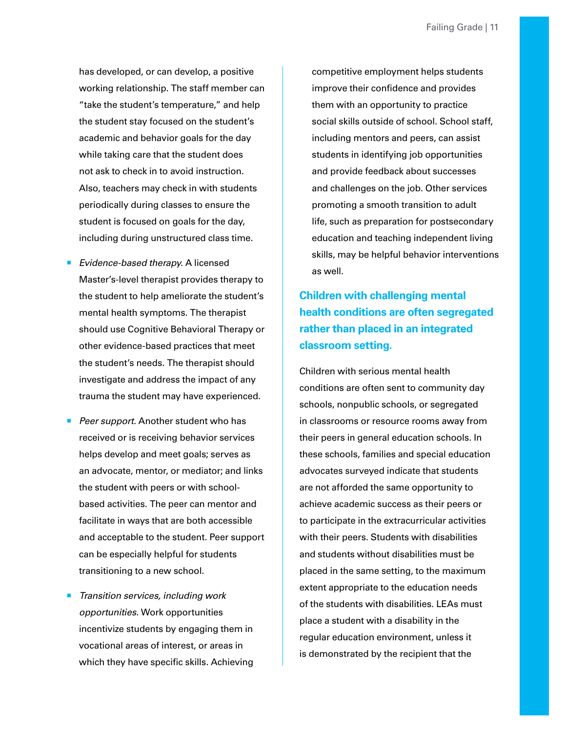has developed, or can develop, a positive working relationship. The staff member can "take the student's temperature," and help the student stay focused on the student's academic and behavior goals for the day while taking care that the student does not ask to check in to avoid instruction. Also, teachers may check in with students periodically during classes to ensure the student is focused on goals for the day, including during unstructured class time.

- *Evidence-based therapy.* A licensed Master's-level therapist provides therapy to the student to help ameliorate the student's mental health symptoms. The therapist should use Cognitive Behavioral Therapy or other evidence-based practices that meet the student's needs. The therapist should investigate and address the impact of any trauma the student may have experienced.
- *Peer support.* Another student who has received or is receiving behavior services helps develop and meet goals; serves as an advocate, mentor, or mediator; and links the student with peers or with school-based activities. The peer can mentor and facilitate in ways that are both accessible and acceptable to the student. Peer support can be especially helpful for students transitioning to a new school.
- *Transition services, including work opportunities.* Work opportunities incentivize students by engaging them in vocational areas of interest, or areas in which they have specific skills. Achieving competitive employment helps students improve their confidence and provides them with an opportunity to practice social skills outside of school. School staff, including mentors and peers, can assist students in identifying job opportunities and provide feedback about successes and challenges on the job. Other services promoting a smooth transition to adult life, such as preparation for postsecondary education and teaching independent living skills, may be helpful behavior interventions as well.

## Children with challenging mental health conditions are often segregated rather than placed in an integrated classroom setting.

Children with serious mental health conditions are often sent to community day schools, nonpublic schools, or segregated in classrooms or resource rooms away from their peers in general education schools. In these schools, families and special education advocates surveyed indicate that students are not afforded the same opportunity to achieve academic success as their peers or to participate in the extracurricular activities with their peers. Students with disabilities and students without disabilities must be placed in the same setting, to the maximum extent appropriate to the education needs of the students with disabilities. LEAs must place a student with a disability in the regular education environment, unless it is demonstrated by the recipient that the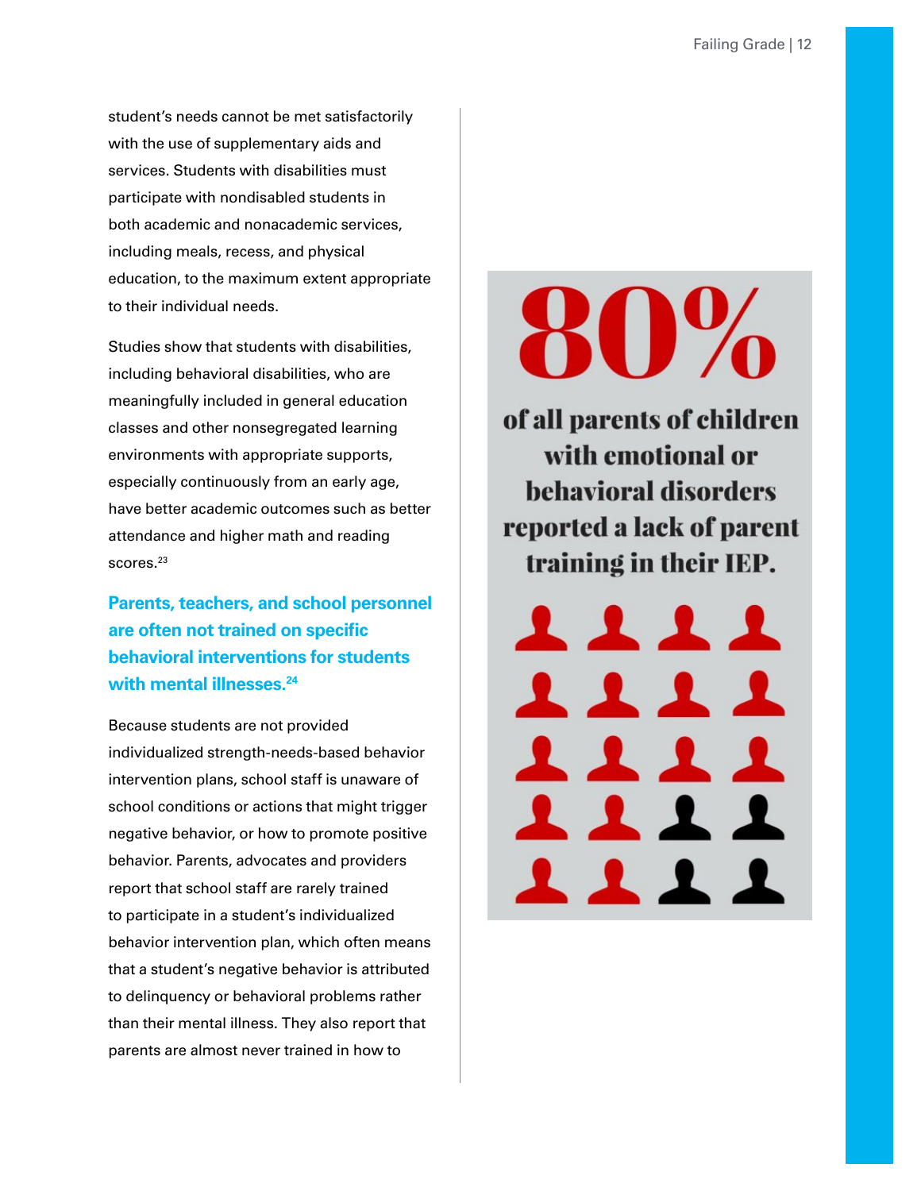student's needs cannot be met satisfactorily with the use of supplementary aids and services. Students with disabilities must participate with nondisabled students in both academic and nonacademic services, including meals, recess, and physical education, to the maximum extent appropriate to their individual needs.

Studies show that students with disabilities, including behavioral disabilities, who are meaningfully included in general education classes and other nonsegregated learning environments with appropriate supports, especially continuously from an early age, have better academic outcomes such as better attendance and higher math and reading scores.[23]

### Parents, teachers, and school personnel are often not trained on specific behavioral interventions for students with mental illnesses.[24]

Because students are not provided individualized strength-needs-based behavior intervention plans, school staff is unaware of school conditions or actions that might trigger negative behavior, or how to promote positive behavior. Parents, advocates and providers report that school staff are rarely trained to participate in a student's individualized behavior intervention plan, which often means that a student's negative behavior is attributed to delinquency or behavioral problems rather than their mental illness. They also report that parents are almost never trained in how to

**80%**

**of all parents of children with emotional or behavioral disorders reported a lack of parent training in their IEP.**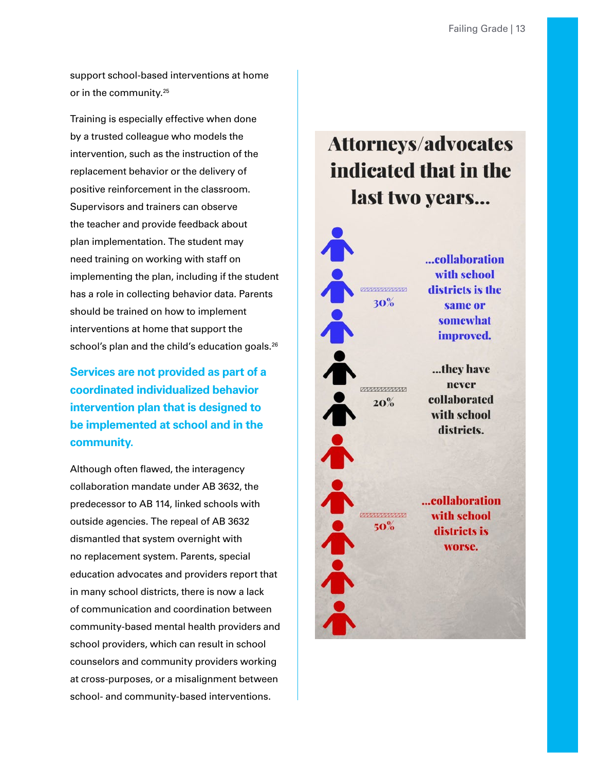support school-based interventions at home or in the community.[25]

Training is especially effective when done by a trusted colleague who models the intervention, such as the instruction of the replacement behavior or the delivery of positive reinforcement in the classroom. Supervisors and trainers can observe the teacher and provide feedback about plan implementation. The student may need training on working with staff on implementing the plan, including if the student has a role in collecting behavior data. Parents should be trained on how to implement interventions at home that support the school's plan and the child's education goals.[26]

### Services are not provided as part of a coordinated individualized behavior intervention plan that is designed to be implemented at school and in the community.

Although often flawed, the interagency collaboration mandate under AB 3632, the predecessor to AB 114, linked schools with outside agencies. The repeal of AB 3632 dismantled that system overnight with no replacement system. Parents, special education advocates and providers report that in many school districts, there is now a lack of communication and coordination between community-based mental health providers and school providers, which can result in school counselors and community providers working at cross-purposes, or a misalignment between school- and community-based interventions.

## Attorneys/advocates indicated that in the last two years...

30% ...collaboration with school districts is the same or somewhat improved.

20% ...they have never collaborated with school districts.

50% ...collaboration with school districts is worse.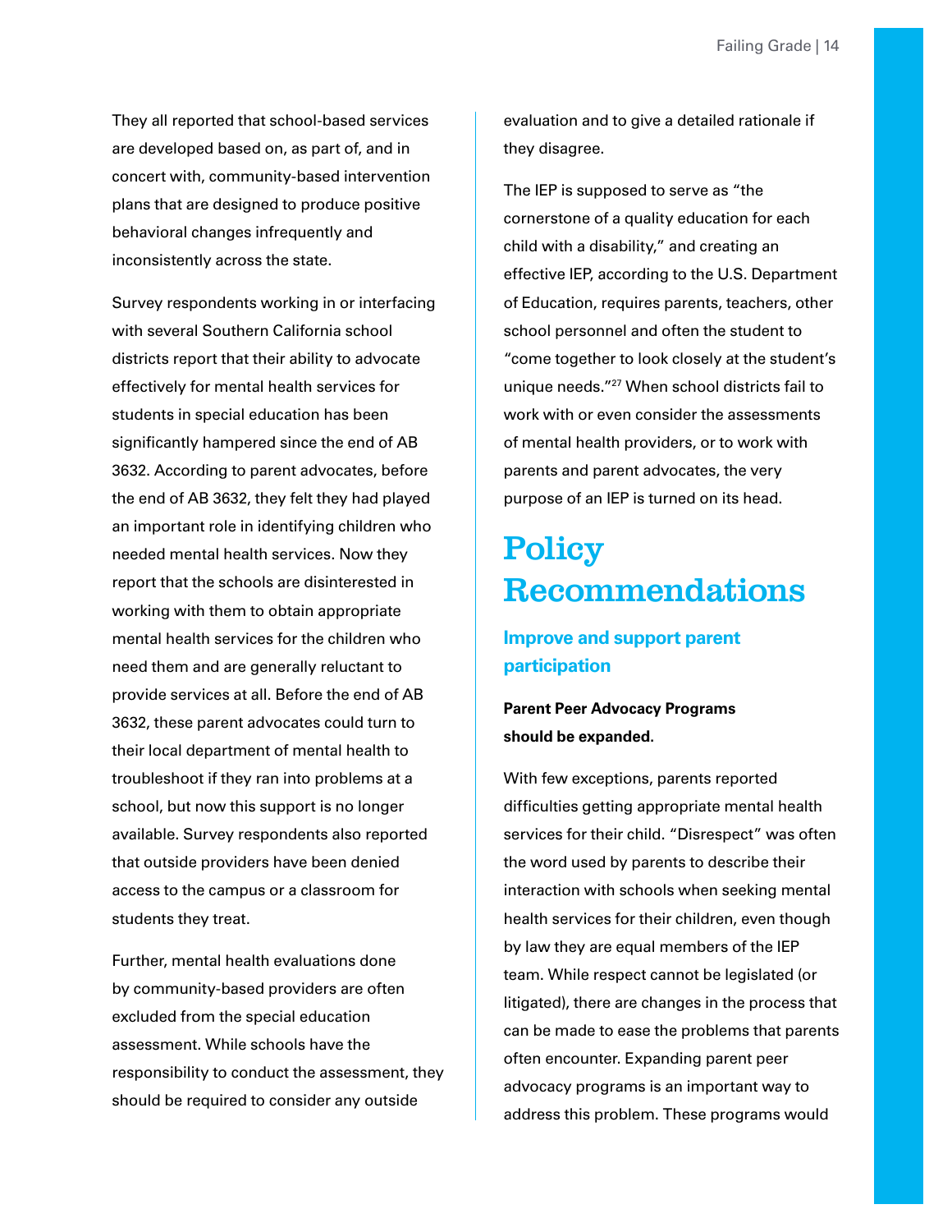They all reported that school-based services are developed based on, as part of, and in concert with, community-based intervention plans that are designed to produce positive behavioral changes infrequently and inconsistently across the state.

Survey respondents working in or interfacing with several Southern California school districts report that their ability to advocate effectively for mental health services for students in special education has been significantly hampered since the end of AB 3632. According to parent advocates, before the end of AB 3632, they felt they had played an important role in identifying children who needed mental health services. Now they report that the schools are disinterested in working with them to obtain appropriate mental health services for the children who need them and are generally reluctant to provide services at all. Before the end of AB 3632, these parent advocates could turn to their local department of mental health to troubleshoot if they ran into problems at a school, but now this support is no longer available. Survey respondents also reported that outside providers have been denied access to the campus or a classroom for students they treat.

Further, mental health evaluations done by community-based providers are often excluded from the special education assessment. While schools have the responsibility to conduct the assessment, they should be required to consider any outside evaluation and to give a detailed rationale if they disagree.

The IEP is supposed to serve as "the cornerstone of a quality education for each child with a disability," and creating an effective IEP, according to the U.S. Department of Education, requires parents, teachers, other school personnel and often the student to "come together to look closely at the student's unique needs."[27] When school districts fail to work with or even consider the assessments of mental health providers, or to work with parents and parent advocates, the very purpose of an IEP is turned on its head.

# Policy Recommendations

## Improve and support parent participation

**Parent Peer Advocacy Programs should be expanded.**

With few exceptions, parents reported difficulties getting appropriate mental health services for their child. "Disrespect" was often the word used by parents to describe their interaction with schools when seeking mental health services for their children, even though by law they are equal members of the IEP team. While respect cannot be legislated (or litigated), there are changes in the process that can be made to ease the problems that parents often encounter. Expanding parent peer advocacy programs is an important way to address this problem. These programs would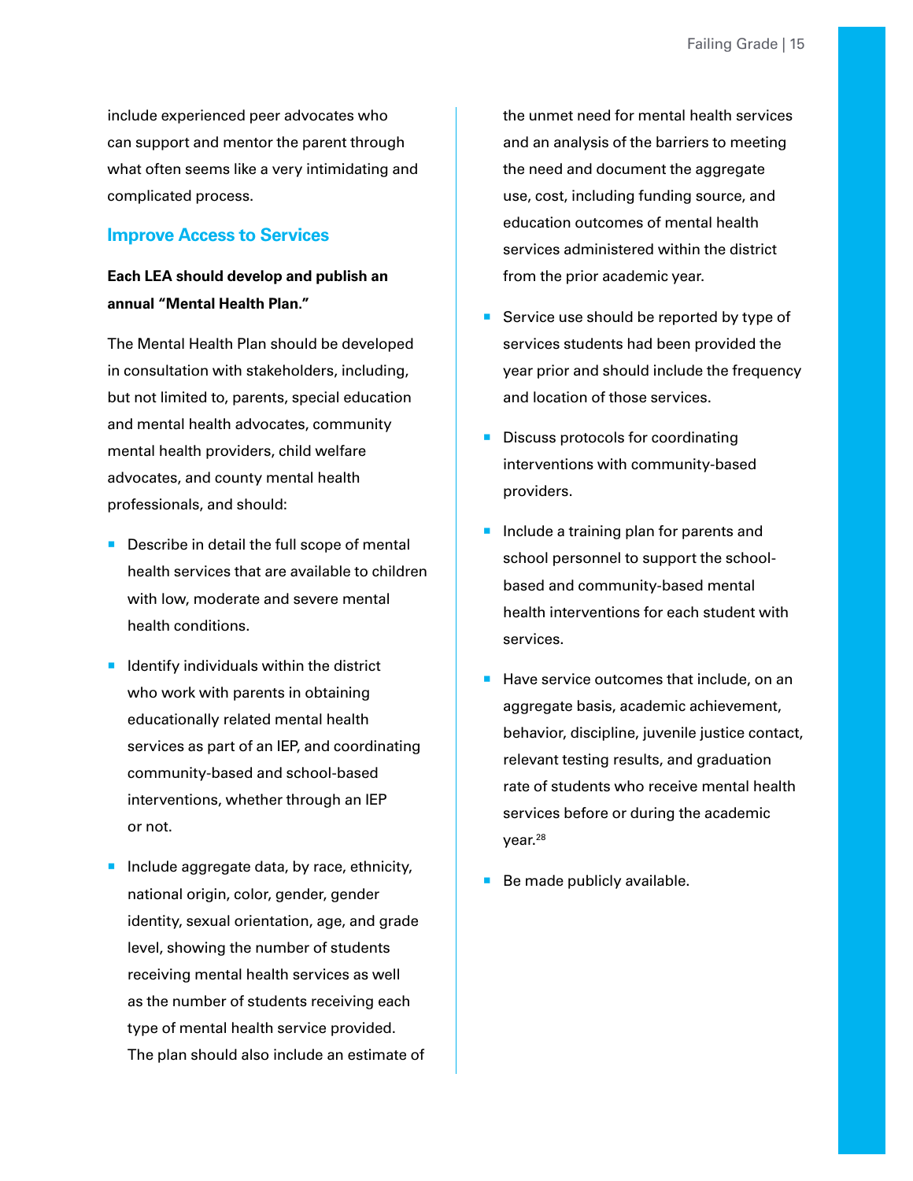include experienced peer advocates who can support and mentor the parent through what often seems like a very intimidating and complicated process.

## Improve Access to Services

**Each LEA should develop and publish an annual "Mental Health Plan."**

The Mental Health Plan should be developed in consultation with stakeholders, including, but not limited to, parents, special education and mental health advocates, community mental health providers, child welfare advocates, and county mental health professionals, and should:

- Describe in detail the full scope of mental health services that are available to children with low, moderate and severe mental health conditions.
- Identify individuals within the district who work with parents in obtaining educationally related mental health services as part of an IEP, and coordinating community-based and school-based interventions, whether through an IEP or not.
- Include aggregate data, by race, ethnicity, national origin, color, gender, gender identity, sexual orientation, age, and grade level, showing the number of students receiving mental health services as well as the number of students receiving each type of mental health service provided. The plan should also include an estimate of the unmet need for mental health services and an analysis of the barriers to meeting the need and document the aggregate use, cost, including funding source, and education outcomes of mental health services administered within the district from the prior academic year.
- Service use should be reported by type of services students had been provided the year prior and should include the frequency and location of those services.
- Discuss protocols for coordinating interventions with community-based providers.
- Include a training plan for parents and school personnel to support the school-based and community-based mental health interventions for each student with services.
- Have service outcomes that include, on an aggregate basis, academic achievement, behavior, discipline, juvenile justice contact, relevant testing results, and graduation rate of students who receive mental health services before or during the academic year.[28]
- Be made publicly available.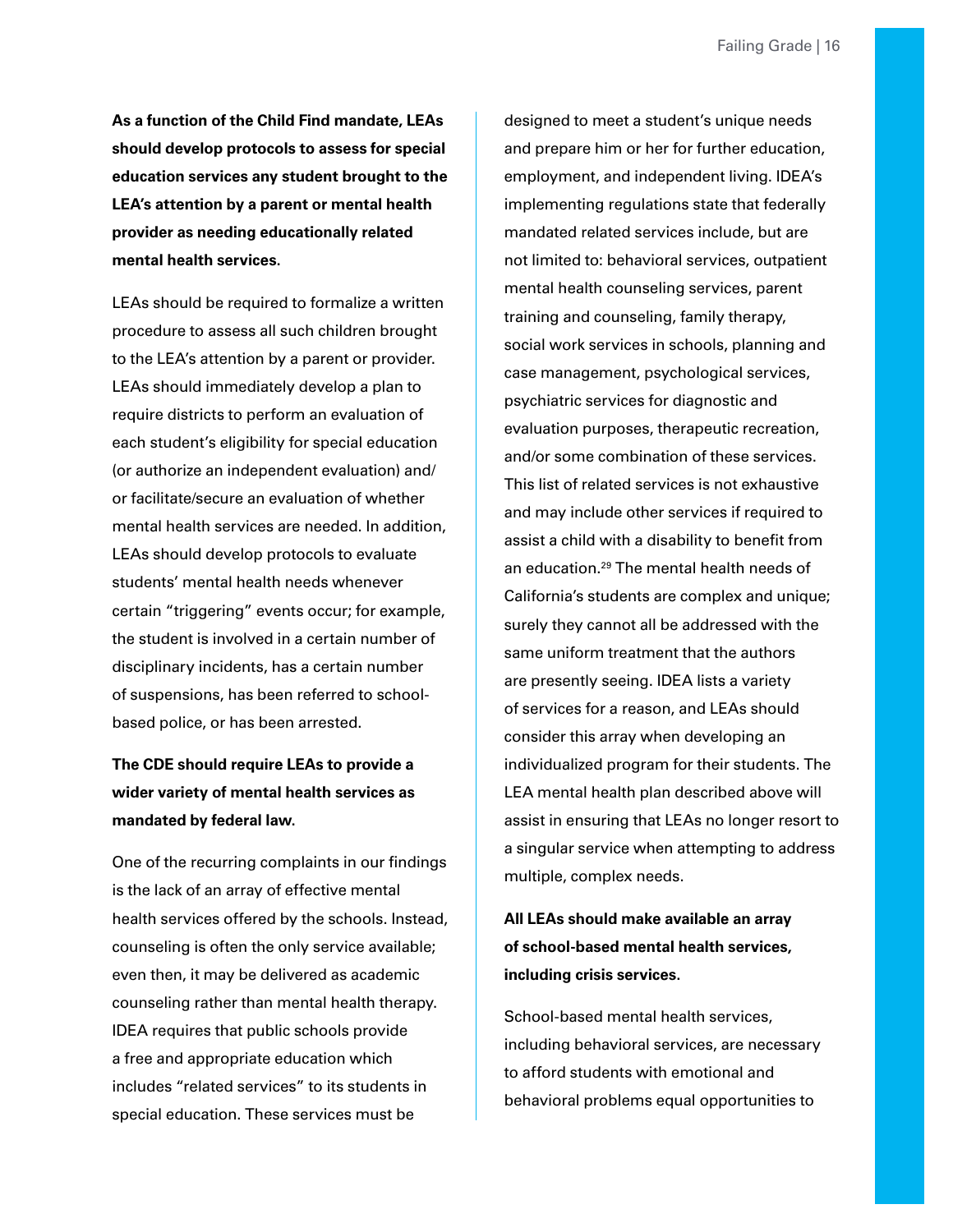**As a function of the Child Find mandate, LEAs should develop protocols to assess for special education services any student brought to the LEA's attention by a parent or mental health provider as needing educationally related mental health services.**

LEAs should be required to formalize a written procedure to assess all such children brought to the LEA's attention by a parent or provider. LEAs should immediately develop a plan to require districts to perform an evaluation of each student's eligibility for special education (or authorize an independent evaluation) and/or facilitate/secure an evaluation of whether mental health services are needed. In addition, LEAs should develop protocols to evaluate students' mental health needs whenever certain "triggering" events occur; for example, the student is involved in a certain number of disciplinary incidents, has a certain number of suspensions, has been referred to school-based police, or has been arrested.

**The CDE should require LEAs to provide a wider variety of mental health services as mandated by federal law.**

One of the recurring complaints in our findings is the lack of an array of effective mental health services offered by the schools. Instead, counseling is often the only service available; even then, it may be delivered as academic counseling rather than mental health therapy. IDEA requires that public schools provide a free and appropriate education which includes "related services" to its students in special education. These services must be designed to meet a student's unique needs and prepare him or her for further education, employment, and independent living. IDEA's implementing regulations state that federally mandated related services include, but are not limited to: behavioral services, outpatient mental health counseling services, parent training and counseling, family therapy, social work services in schools, planning and case management, psychological services, psychiatric services for diagnostic and evaluation purposes, therapeutic recreation, and/or some combination of these services. This list of related services is not exhaustive and may include other services if required to assist a child with a disability to benefit from an education.[29] The mental health needs of California's students are complex and unique; surely they cannot all be addressed with the same uniform treatment that the authors are presently seeing. IDEA lists a variety of services for a reason, and LEAs should consider this array when developing an individualized program for their students. The LEA mental health plan described above will assist in ensuring that LEAs no longer resort to a singular service when attempting to address multiple, complex needs.

**All LEAs should make available an array of school-based mental health services, including crisis services.**

School-based mental health services, including behavioral services, are necessary to afford students with emotional and behavioral problems equal opportunities to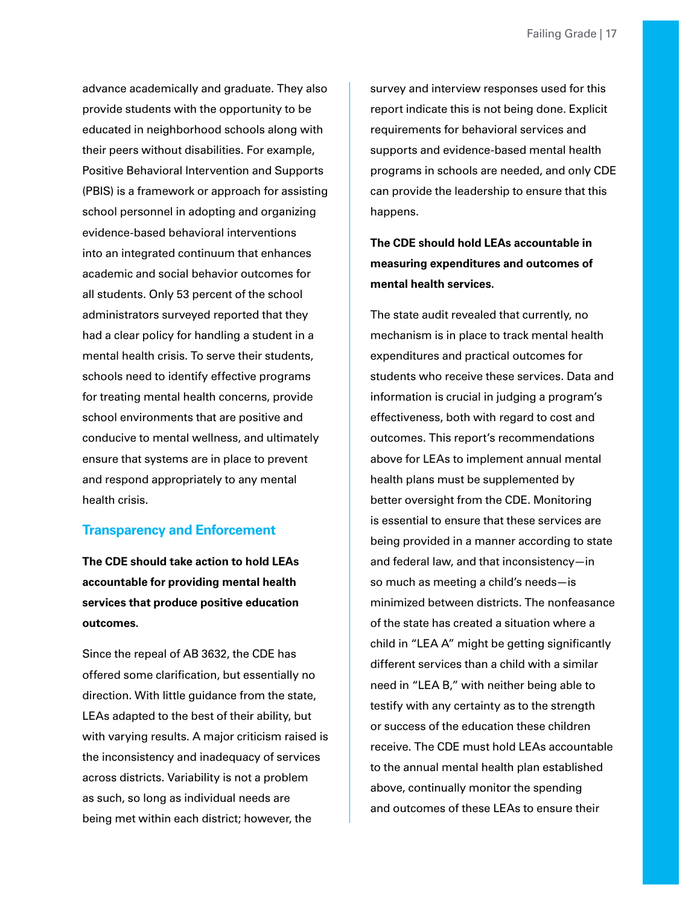advance academically and graduate. They also provide students with the opportunity to be educated in neighborhood schools along with their peers without disabilities. For example, Positive Behavioral Intervention and Supports (PBIS) is a framework or approach for assisting school personnel in adopting and organizing evidence-based behavioral interventions into an integrated continuum that enhances academic and social behavior outcomes for all students. Only 53 percent of the school administrators surveyed reported that they had a clear policy for handling a student in a mental health crisis. To serve their students, schools need to identify effective programs for treating mental health concerns, provide school environments that are positive and conducive to mental wellness, and ultimately ensure that systems are in place to prevent and respond appropriately to any mental health crisis.

## Transparency and Enforcement

**The CDE should take action to hold LEAs accountable for providing mental health services that produce positive education outcomes.**

Since the repeal of AB 3632, the CDE has offered some clarification, but essentially no direction. With little guidance from the state, LEAs adapted to the best of their ability, but with varying results. A major criticism raised is the inconsistency and inadequacy of services across districts. Variability is not a problem as such, so long as individual needs are being met within each district; however, the survey and interview responses used for this report indicate this is not being done. Explicit requirements for behavioral services and supports and evidence-based mental health programs in schools are needed, and only CDE can provide the leadership to ensure that this happens.

**The CDE should hold LEAs accountable in measuring expenditures and outcomes of mental health services.**

The state audit revealed that currently, no mechanism is in place to track mental health expenditures and practical outcomes for students who receive these services. Data and information is crucial in judging a program's effectiveness, both with regard to cost and outcomes. This report's recommendations above for LEAs to implement annual mental health plans must be supplemented by better oversight from the CDE. Monitoring is essential to ensure that these services are being provided in a manner according to state and federal law, and that inconsistency—in so much as meeting a child's needs—is minimized between districts. The nonfeasance of the state has created a situation where a child in "LEA A" might be getting significantly different services than a child with a similar need in "LEA B," with neither being able to testify with any certainty as to the strength or success of the education these children receive. The CDE must hold LEAs accountable to the annual mental health plan established above, continually monitor the spending and outcomes of these LEAs to ensure their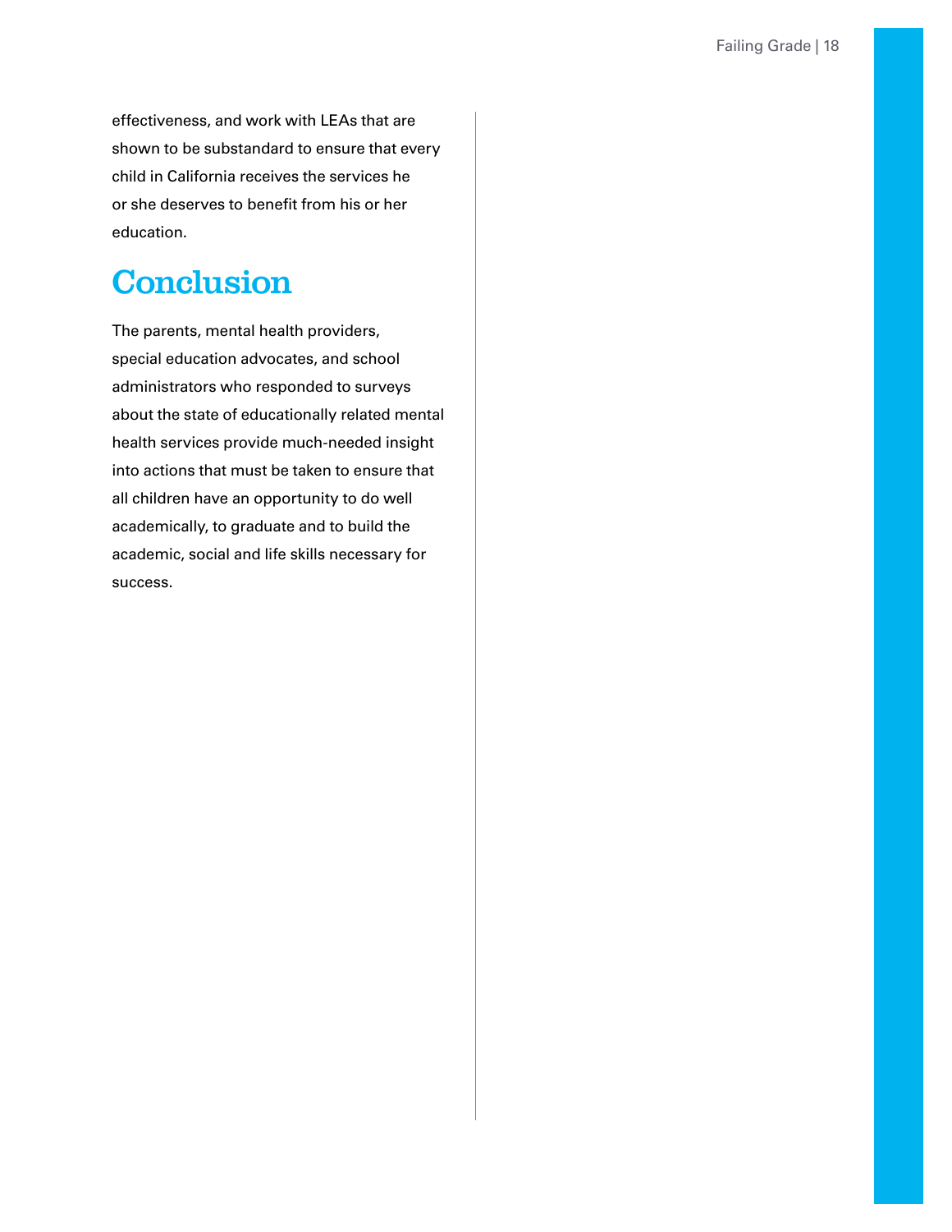effectiveness, and work with LEAs that are shown to be substandard to ensure that every child in California receives the services he or she deserves to benefit from his or her education.

## Conclusion

The parents, mental health providers, special education advocates, and school administrators who responded to surveys about the state of educationally related mental health services provide much-needed insight into actions that must be taken to ensure that all children have an opportunity to do well academically, to graduate and to build the academic, social and life skills necessary for success.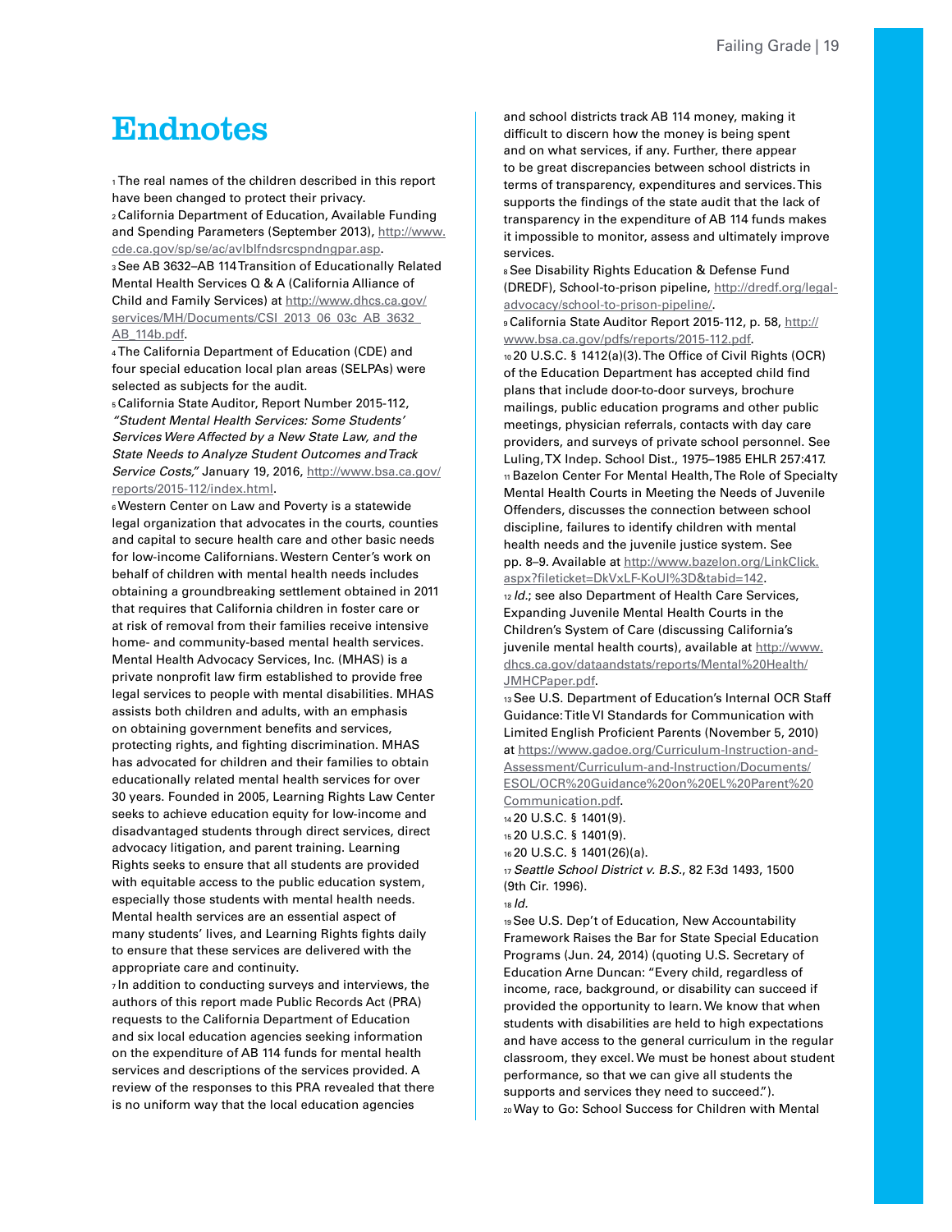# Endnotes

[1] The real names of the children described in this report have been changed to protect their privacy.

[2] California Department of Education, Available Funding and Spending Parameters (September 2013), http://www.cde.ca.gov/sp/se/ac/avlblfndsrcspndngpar.asp.

[3] See AB 3632–AB 114 Transition of Educationally Related Mental Health Services Q & A (California Alliance of Child and Family Services) at http://www.dhcs.ca.gov/services/MH/Documents/CSI_2013_06_03c_AB_3632_AB_114b.pdf.

[4] The California Department of Education (CDE) and four special education local plan areas (SELPAs) were selected as subjects for the audit.

[5] California State Auditor, Report Number 2015-112, *"Student Mental Health Services: Some Students' Services Were Affected by a New State Law, and the State Needs to Analyze Student Outcomes and Track Service Costs,"* January 19, 2016, http://www.bsa.ca.gov/reports/2015-112/index.html.

[6] Western Center on Law and Poverty is a statewide legal organization that advocates in the courts, counties and capital to secure health care and other basic needs for low-income Californians. Western Center's work on behalf of children with mental health needs includes obtaining a groundbreaking settlement obtained in 2011 that requires that California children in foster care or at risk of removal from their families receive intensive home- and community-based mental health services. Mental Health Advocacy Services, Inc. (MHAS) is a private nonprofit law firm established to provide free legal services to people with mental disabilities. MHAS assists both children and adults, with an emphasis on obtaining government benefits and services, protecting rights, and fighting discrimination. MHAS has advocated for children and their families to obtain educationally related mental health services for over 30 years. Founded in 2005, Learning Rights Law Center seeks to achieve education equity for low-income and disadvantaged students through direct services, direct advocacy litigation, and parent training. Learning Rights seeks to ensure that all students are provided with equitable access to the public education system, especially those students with mental health needs. Mental health services are an essential aspect of many students' lives, and Learning Rights fights daily to ensure that these services are delivered with the appropriate care and continuity.

[7] In addition to conducting surveys and interviews, the authors of this report made Public Records Act (PRA) requests to the California Department of Education and six local education agencies seeking information on the expenditure of AB 114 funds for mental health services and descriptions of the services provided. A review of the responses to this PRA revealed that there is no uniform way that the local education agencies and school districts track AB 114 money, making it difficult to discern how the money is being spent and on what services, if any. Further, there appear to be great discrepancies between school districts in terms of transparency, expenditures and services. This supports the findings of the state audit that the lack of transparency in the expenditure of AB 114 funds makes it impossible to monitor, assess and ultimately improve services.

[8] See Disability Rights Education & Defense Fund (DREDF), School-to-prison pipeline, http://dredf.org/legal-advocacy/school-to-prison-pipeline/.

[9] California State Auditor Report 2015-112, p. 58, http://www.bsa.ca.gov/pdfs/reports/2015-112.pdf.

[10] 20 U.S.C. § 1412(a)(3). The Office of Civil Rights (OCR) of the Education Department has accepted child find plans that include door-to-door surveys, brochure mailings, public education programs and other public meetings, physician referrals, contacts with day care providers, and surveys of private school personnel. See Luling, TX Indep. School Dist., 1975–1985 EHLR 257:417.

[11] Bazelon Center For Mental Health, The Role of Specialty Mental Health Courts in Meeting the Needs of Juvenile Offenders, discusses the connection between school discipline, failures to identify children with mental health needs and the juvenile justice system. See pp. 8–9. Available at http://www.bazelon.org/LinkClick.aspx?fileticket=DkVxLF-KoUI%3D&tabid=142.

[12] *Id.*; see also Department of Health Care Services, Expanding Juvenile Mental Health Courts in the Children's System of Care (discussing California's juvenile mental health courts), available at http://www.dhcs.ca.gov/dataandstats/reports/Mental%20Health/JMHCPaper.pdf.

[13] See U.S. Department of Education's Internal OCR Staff Guidance: Title VI Standards for Communication with Limited English Proficient Parents (November 5, 2010) at https://www.gadoe.org/Curriculum-Instruction-and-Assessment/Curriculum-and-Instruction/Documents/ESOL/OCR%20Guidance%20on%20EL%20Parent%20Communication.pdf.

[14] 20 U.S.C. § 1401(9).

[15] 20 U.S.C. § 1401(9).

[16] 20 U.S.C. § 1401(26)(a).

[17] *Seattle School District v. B.S.*, 82 F.3d 1493, 1500 (9th Cir. 1996).

[18] *Id.*

[19] See U.S. Dep't of Education, New Accountability Framework Raises the Bar for State Special Education Programs (Jun. 24, 2014) (quoting U.S. Secretary of Education Arne Duncan: "Every child, regardless of income, race, background, or disability can succeed if provided the opportunity to learn. We know that when students with disabilities are held to high expectations and have access to the general curriculum in the regular classroom, they excel. We must be honest about student performance, so that we can give all students the supports and services they need to succeed.").

[20] Way to Go: School Success for Children with Mental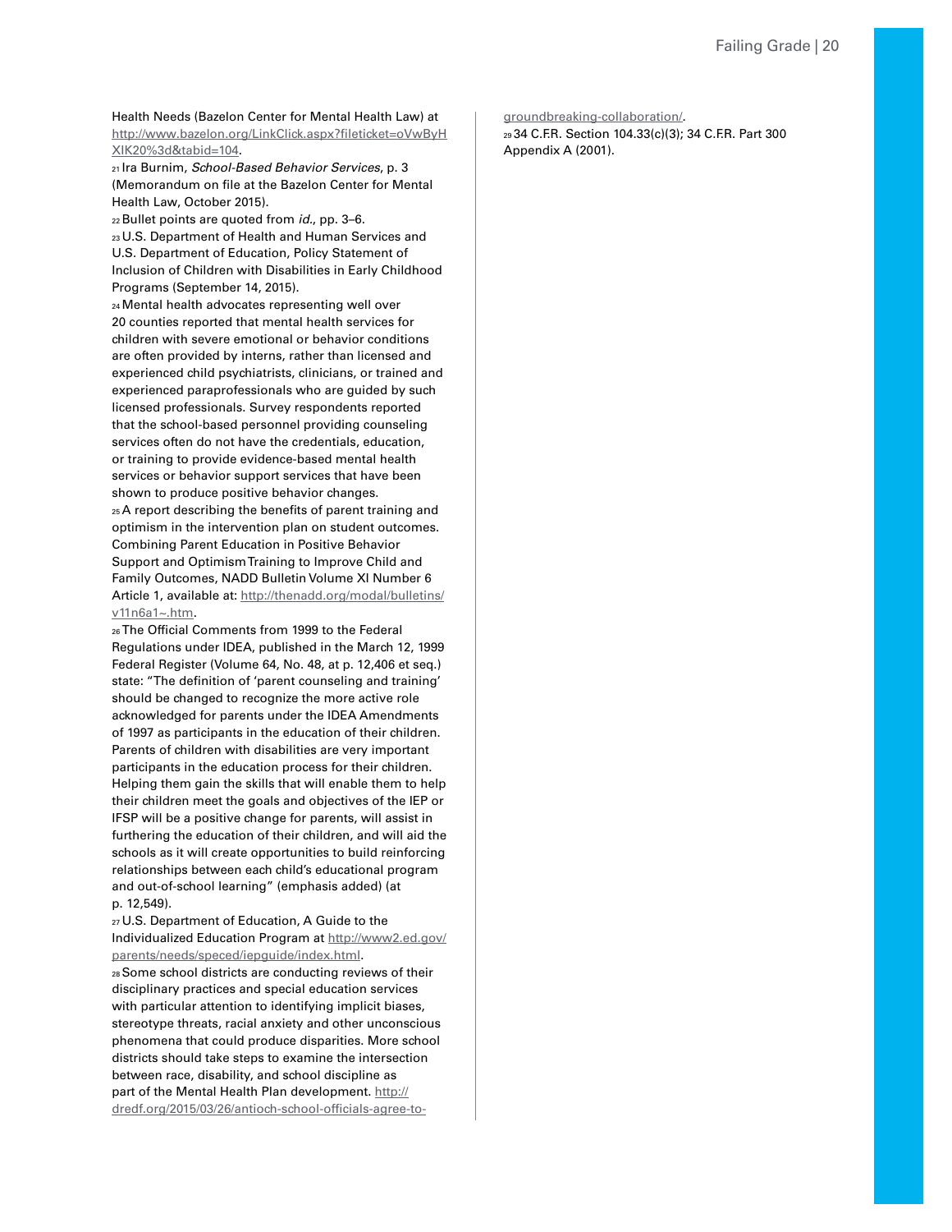Health Needs (Bazelon Center for Mental Health Law) at http://www.bazelon.org/LinkClick.aspx?fileticket=oVwByHXlK20%3d&tabid=104.

[21] Ira Burnim, *School-Based Behavior Services*, p. 3 (Memorandum on file at the Bazelon Center for Mental Health Law, October 2015).

[22] Bullet points are quoted from *id.*, pp. 3–6.

[23] U.S. Department of Health and Human Services and U.S. Department of Education, Policy Statement of Inclusion of Children with Disabilities in Early Childhood Programs (September 14, 2015).

[24] Mental health advocates representing well over 20 counties reported that mental health services for children with severe emotional or behavior conditions are often provided by interns, rather than licensed and experienced child psychiatrists, clinicians, or trained and experienced paraprofessionals who are guided by such licensed professionals. Survey respondents reported that the school-based personnel providing counseling services often do not have the credentials, education, or training to provide evidence-based mental health services or behavior support services that have been shown to produce positive behavior changes.

[25] A report describing the benefits of parent training and optimism in the intervention plan on student outcomes. Combining Parent Education in Positive Behavior Support and Optimism Training to Improve Child and Family Outcomes, NADD Bulletin Volume XI Number 6 Article 1, available at: http://thenadd.org/modal/bulletins/v11n6a1~.htm.

[26] The Official Comments from 1999 to the Federal Regulations under IDEA, published in the March 12, 1999 Federal Register (Volume 64, No. 48, at p. 12,406 et seq.) state: "The definition of 'parent counseling and training' should be changed to recognize the more active role acknowledged for parents under the IDEA Amendments of 1997 as participants in the education of their children. Parents of children with disabilities are very important participants in the education process for their children. Helping them gain the skills that will enable them to help their children meet the goals and objectives of the IEP or IFSP will be a positive change for parents, will assist in furthering the education of their children, and will aid the schools as it will create opportunities to build reinforcing relationships between each child's educational program and out-of-school learning" (emphasis added) (at p. 12,549).

[27] U.S. Department of Education, A Guide to the Individualized Education Program at http://www2.ed.gov/parents/needs/speced/iepguide/index.html.

[28] Some school districts are conducting reviews of their disciplinary practices and special education services with particular attention to identifying implicit biases, stereotype threats, racial anxiety and other unconscious phenomena that could produce disparities. More school districts should take steps to examine the intersection between race, disability, and school discipline as part of the Mental Health Plan development. http://dredf.org/2015/03/26/antioch-school-officials-agree-to-groundbreaking-collaboration/.

[29] 34 C.F.R. Section 104.33(c)(3); 34 C.F.R. Part 300 Appendix A (2001).